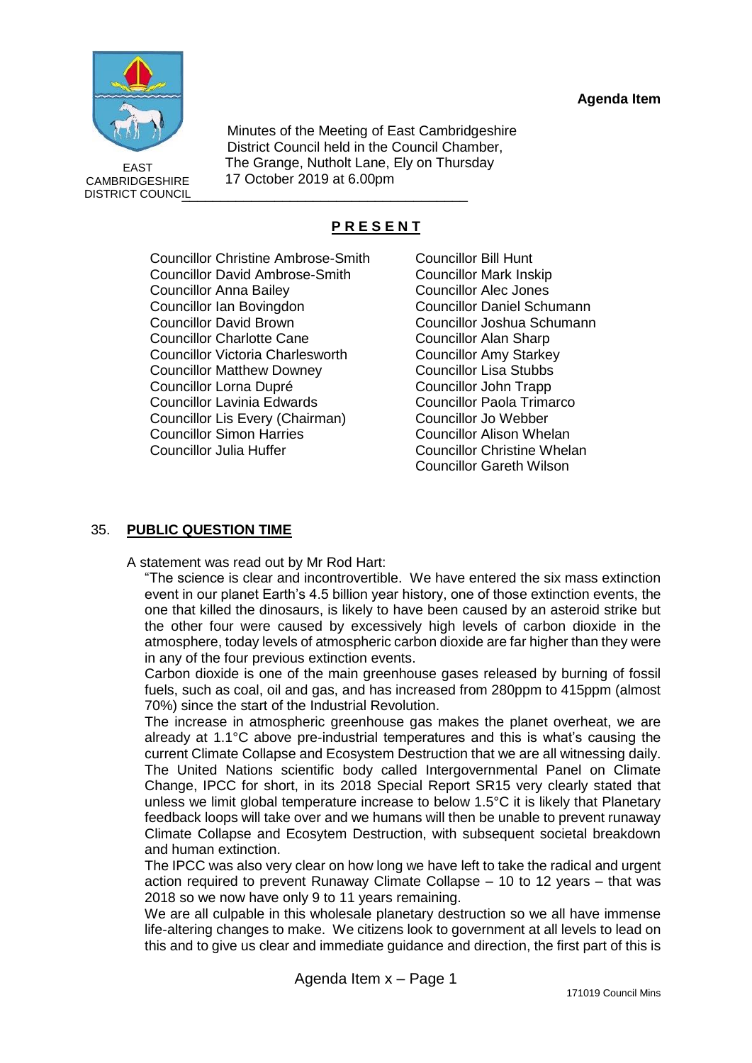**Agenda Item**

EAST CAMBRIDGESHIRE DISTRICT COUNCIL

Minutes of the Meeting of East Cambridgeshire District Council held in the Council Chamber, The Grange, Nutholt Lane, Ely on Thursday 17 October 2019 at 6.00pm

## P R E S E N T

Councillor Christine Ambrose-Smith
Councillor David Ambrose-Smith
Councillor Anna Bailey
Councillor Ian Bovingdon
Councillor David Brown
Councillor Charlotte Cane
Councillor Victoria Charlesworth
Councillor Matthew Downey
Councillor Lorna Dupré
Councillor Lavinia Edwards
Councillor Lis Every (Chairman)
Councillor Simon Harries
Councillor Julia Huffer
Councillor Bill Hunt
Councillor Mark Inskip
Councillor Alec Jones
Councillor Daniel Schumann
Councillor Joshua Schumann
Councillor Alan Sharp
Councillor Amy Starkey
Councillor Lisa Stubbs
Councillor John Trapp
Councillor Paola Trimarco
Councillor Jo Webber
Councillor Alison Whelan
Councillor Christine Whelan
Councillor Gareth Wilson

## 35. PUBLIC QUESTION TIME

A statement was read out by Mr Rod Hart:

"The science is clear and incontrovertible. We have entered the six mass extinction event in our planet Earth's 4.5 billion year history, one of those extinction events, the one that killed the dinosaurs, is likely to have been caused by an asteroid strike but the other four were caused by excessively high levels of carbon dioxide in the atmosphere, today levels of atmospheric carbon dioxide are far higher than they were in any of the four previous extinction events.

Carbon dioxide is one of the main greenhouse gases released by burning of fossil fuels, such as coal, oil and gas, and has increased from 280ppm to 415ppm (almost 70%) since the start of the Industrial Revolution.

The increase in atmospheric greenhouse gas makes the planet overheat, we are already at 1.1°C above pre-industrial temperatures and this is what's causing the current Climate Collapse and Ecosystem Destruction that we are all witnessing daily.

The United Nations scientific body called Intergovernmental Panel on Climate Change, IPCC for short, in its 2018 Special Report SR15 very clearly stated that unless we limit global temperature increase to below 1.5°C it is likely that Planetary feedback loops will take over and we humans will then be unable to prevent runaway Climate Collapse and Ecosytem Destruction, with subsequent societal breakdown and human extinction.

The IPCC was also very clear on how long we have left to take the radical and urgent action required to prevent Runaway Climate Collapse – 10 to 12 years – that was 2018 so we now have only 9 to 11 years remaining.

We are all culpable in this wholesale planetary destruction so we all have immense life-altering changes to make. We citizens look to government at all levels to lead on this and to give us clear and immediate guidance and direction, the first part of this is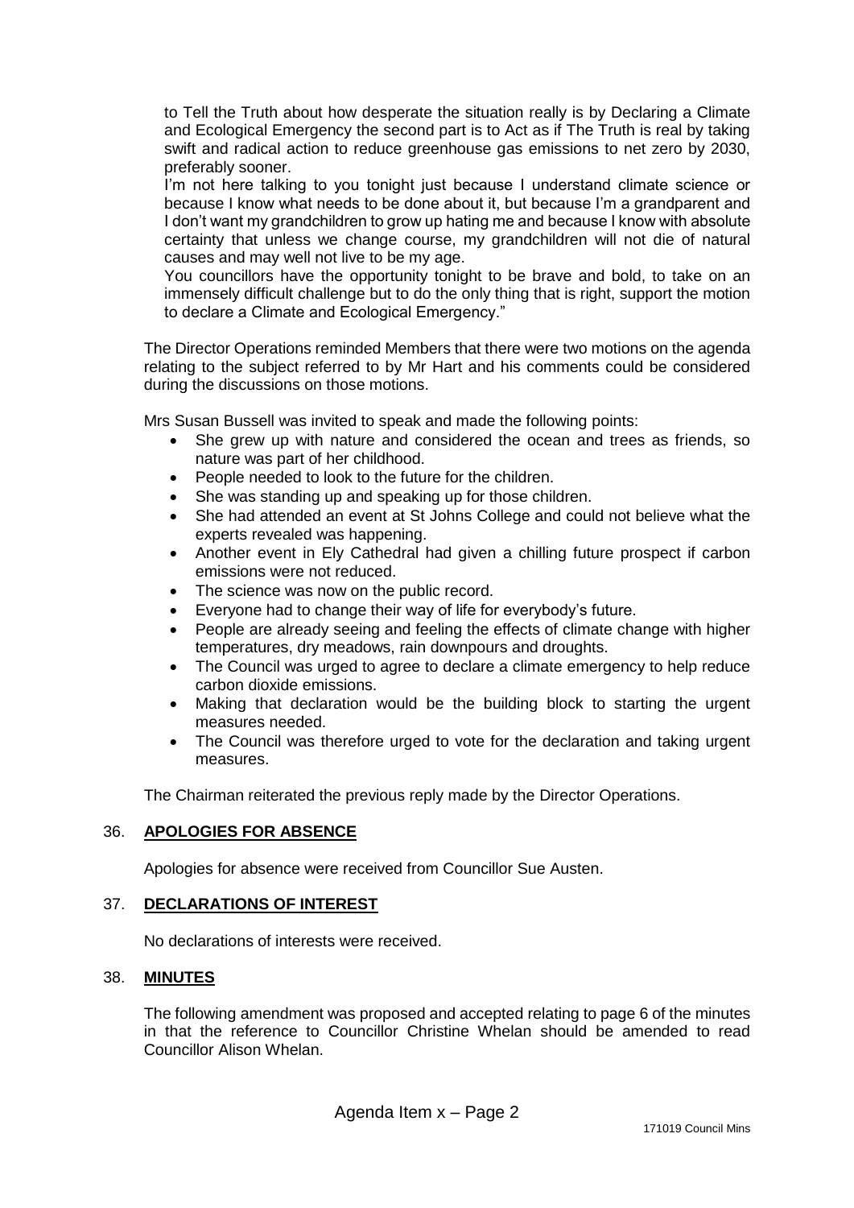to Tell the Truth about how desperate the situation really is by Declaring a Climate and Ecological Emergency the second part is to Act as if The Truth is real by taking swift and radical action to reduce greenhouse gas emissions to net zero by 2030, preferably sooner.

I'm not here talking to you tonight just because I understand climate science or because I know what needs to be done about it, but because I'm a grandparent and I don't want my grandchildren to grow up hating me and because I know with absolute certainty that unless we change course, my grandchildren will not die of natural causes and may well not live to be my age.

You councillors have the opportunity tonight to be brave and bold, to take on an immensely difficult challenge but to do the only thing that is right, support the motion to declare a Climate and Ecological Emergency."

The Director Operations reminded Members that there were two motions on the agenda relating to the subject referred to by Mr Hart and his comments could be considered during the discussions on those motions.

Mrs Susan Bussell was invited to speak and made the following points:

- She grew up with nature and considered the ocean and trees as friends, so nature was part of her childhood.
- People needed to look to the future for the children.
- She was standing up and speaking up for those children.
- She had attended an event at St Johns College and could not believe what the experts revealed was happening.
- Another event in Ely Cathedral had given a chilling future prospect if carbon emissions were not reduced.
- The science was now on the public record.
- Everyone had to change their way of life for everybody's future.
- People are already seeing and feeling the effects of climate change with higher temperatures, dry meadows, rain downpours and droughts.
- The Council was urged to agree to declare a climate emergency to help reduce carbon dioxide emissions.
- Making that declaration would be the building block to starting the urgent measures needed.
- The Council was therefore urged to vote for the declaration and taking urgent measures.

The Chairman reiterated the previous reply made by the Director Operations.

## 36. APOLOGIES FOR ABSENCE

Apologies for absence were received from Councillor Sue Austen.

## 37. DECLARATIONS OF INTEREST

No declarations of interests were received.

## 38. MINUTES

The following amendment was proposed and accepted relating to page 6 of the minutes in that the reference to Councillor Christine Whelan should be amended to read Councillor Alison Whelan.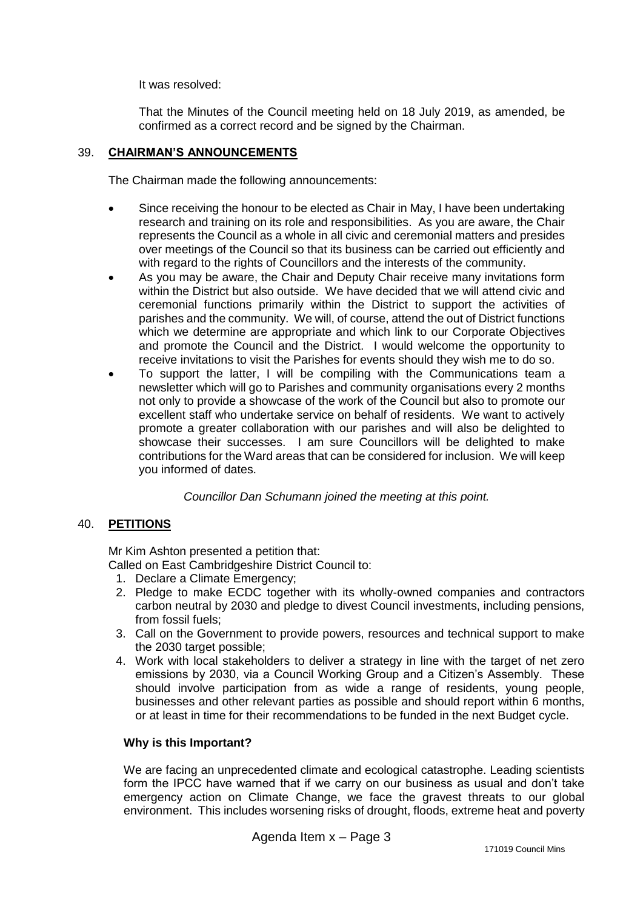It was resolved:

That the Minutes of the Council meeting held on 18 July 2019, as amended, be confirmed as a correct record and be signed by the Chairman.

## 39. CHAIRMAN'S ANNOUNCEMENTS

The Chairman made the following announcements:

- Since receiving the honour to be elected as Chair in May, I have been undertaking research and training on its role and responsibilities. As you are aware, the Chair represents the Council as a whole in all civic and ceremonial matters and presides over meetings of the Council so that its business can be carried out efficiently and with regard to the rights of Councillors and the interests of the community.
- As you may be aware, the Chair and Deputy Chair receive many invitations form within the District but also outside. We have decided that we will attend civic and ceremonial functions primarily within the District to support the activities of parishes and the community. We will, of course, attend the out of District functions which we determine are appropriate and which link to our Corporate Objectives and promote the Council and the District. I would welcome the opportunity to receive invitations to visit the Parishes for events should they wish me to do so.
- To support the latter, I will be compiling with the Communications team a newsletter which will go to Parishes and community organisations every 2 months not only to provide a showcase of the work of the Council but also to promote our excellent staff who undertake service on behalf of residents. We want to actively promote a greater collaboration with our parishes and will also be delighted to showcase their successes. I am sure Councillors will be delighted to make contributions for the Ward areas that can be considered for inclusion. We will keep you informed of dates.

*Councillor Dan Schumann joined the meeting at this point.*

## 40. PETITIONS

Mr Kim Ashton presented a petition that:
Called on East Cambridgeshire District Council to:

1. Declare a Climate Emergency;
2. Pledge to make ECDC together with its wholly-owned companies and contractors carbon neutral by 2030 and pledge to divest Council investments, including pensions, from fossil fuels;
3. Call on the Government to provide powers, resources and technical support to make the 2030 target possible;
4. Work with local stakeholders to deliver a strategy in line with the target of net zero emissions by 2030, via a Council Working Group and a Citizen's Assembly. These should involve participation from as wide a range of residents, young people, businesses and other relevant parties as possible and should report within 6 months, or at least in time for their recommendations to be funded in the next Budget cycle.

**Why is this Important?**

We are facing an unprecedented climate and ecological catastrophe. Leading scientists form the IPCC have warned that if we carry on our business as usual and don't take emergency action on Climate Change, we face the gravest threats to our global environment. This includes worsening risks of drought, floods, extreme heat and poverty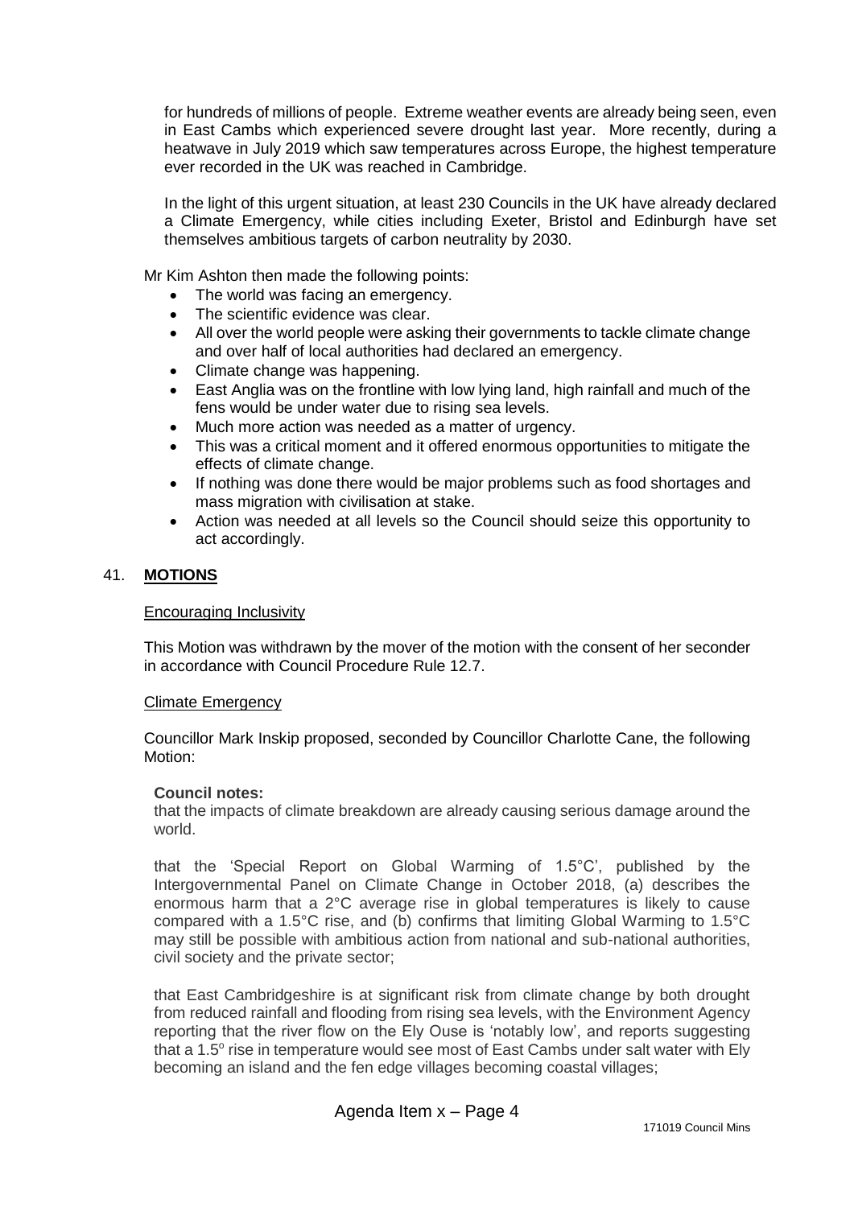for hundreds of millions of people. Extreme weather events are already being seen, even in East Cambs which experienced severe drought last year. More recently, during a heatwave in July 2019 which saw temperatures across Europe, the highest temperature ever recorded in the UK was reached in Cambridge.

In the light of this urgent situation, at least 230 Councils in the UK have already declared a Climate Emergency, while cities including Exeter, Bristol and Edinburgh have set themselves ambitious targets of carbon neutrality by 2030.

Mr Kim Ashton then made the following points:

- The world was facing an emergency.
- The scientific evidence was clear.
- All over the world people were asking their governments to tackle climate change and over half of local authorities had declared an emergency.
- Climate change was happening.
- East Anglia was on the frontline with low lying land, high rainfall and much of the fens would be under water due to rising sea levels.
- Much more action was needed as a matter of urgency.
- This was a critical moment and it offered enormous opportunities to mitigate the effects of climate change.
- If nothing was done there would be major problems such as food shortages and mass migration with civilisation at stake.
- Action was needed at all levels so the Council should seize this opportunity to act accordingly.

## 41. MOTIONS

Encouraging Inclusivity

This Motion was withdrawn by the mover of the motion with the consent of her seconder in accordance with Council Procedure Rule 12.7.

Climate Emergency

Councillor Mark Inskip proposed, seconded by Councillor Charlotte Cane, the following Motion:

**Council notes:**

that the impacts of climate breakdown are already causing serious damage around the world.

that the 'Special Report on Global Warming of 1.5°C', published by the Intergovernmental Panel on Climate Change in October 2018, (a) describes the enormous harm that a 2°C average rise in global temperatures is likely to cause compared with a 1.5°C rise, and (b) confirms that limiting Global Warming to 1.5°C may still be possible with ambitious action from national and sub-national authorities, civil society and the private sector;

that East Cambridgeshire is at significant risk from climate change by both drought from reduced rainfall and flooding from rising sea levels, with the Environment Agency reporting that the river flow on the Ely Ouse is 'notably low', and reports suggesting that a 1.5° rise in temperature would see most of East Cambs under salt water with Ely becoming an island and the fen edge villages becoming coastal villages;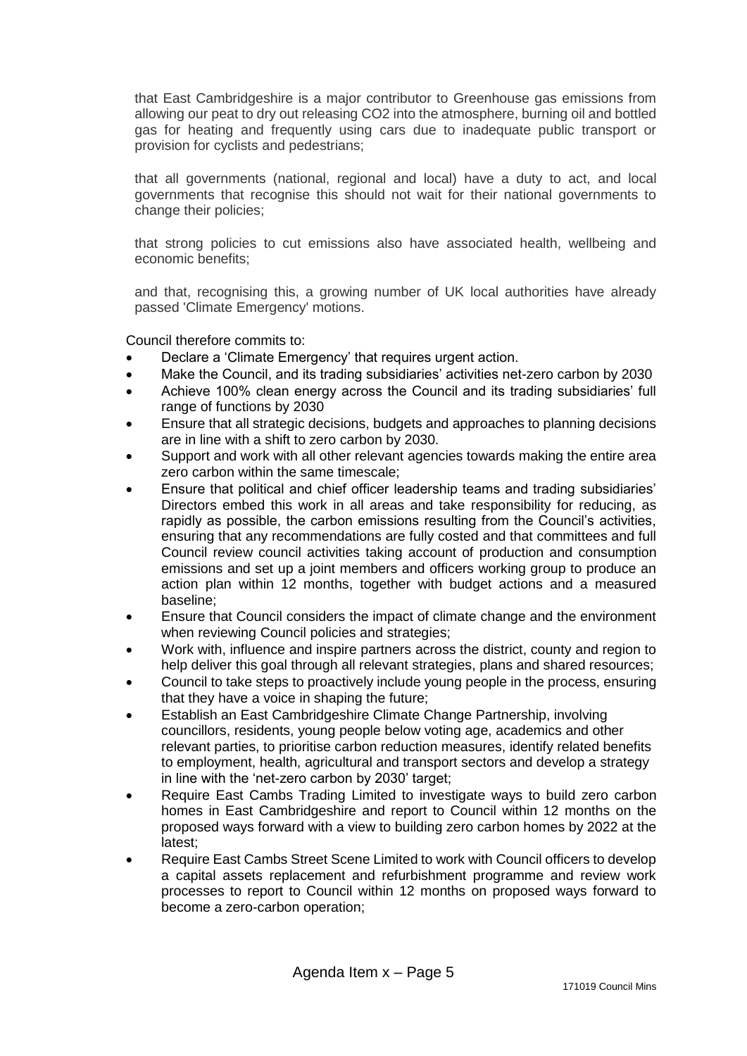that East Cambridgeshire is a major contributor to Greenhouse gas emissions from allowing our peat to dry out releasing CO2 into the atmosphere, burning oil and bottled gas for heating and frequently using cars due to inadequate public transport or provision for cyclists and pedestrians;

that all governments (national, regional and local) have a duty to act, and local governments that recognise this should not wait for their national governments to change their policies;

that strong policies to cut emissions also have associated health, wellbeing and economic benefits;

and that, recognising this, a growing number of UK local authorities have already passed 'Climate Emergency' motions.

Council therefore commits to:

- Declare a 'Climate Emergency' that requires urgent action.
- Make the Council, and its trading subsidiaries' activities net-zero carbon by 2030
- Achieve 100% clean energy across the Council and its trading subsidiaries' full range of functions by 2030
- Ensure that all strategic decisions, budgets and approaches to planning decisions are in line with a shift to zero carbon by 2030.
- Support and work with all other relevant agencies towards making the entire area zero carbon within the same timescale;
- Ensure that political and chief officer leadership teams and trading subsidiaries' Directors embed this work in all areas and take responsibility for reducing, as rapidly as possible, the carbon emissions resulting from the Council's activities, ensuring that any recommendations are fully costed and that committees and full Council review council activities taking account of production and consumption emissions and set up a joint members and officers working group to produce an action plan within 12 months, together with budget actions and a measured baseline;
- Ensure that Council considers the impact of climate change and the environment when reviewing Council policies and strategies;
- Work with, influence and inspire partners across the district, county and region to help deliver this goal through all relevant strategies, plans and shared resources;
- Council to take steps to proactively include young people in the process, ensuring that they have a voice in shaping the future;
- Establish an East Cambridgeshire Climate Change Partnership, involving councillors, residents, young people below voting age, academics and other relevant parties, to prioritise carbon reduction measures, identify related benefits to employment, health, agricultural and transport sectors and develop a strategy in line with the 'net-zero carbon by 2030' target;
- Require East Cambs Trading Limited to investigate ways to build zero carbon homes in East Cambridgeshire and report to Council within 12 months on the proposed ways forward with a view to building zero carbon homes by 2022 at the latest;
- Require East Cambs Street Scene Limited to work with Council officers to develop a capital assets replacement and refurbishment programme and review work processes to report to Council within 12 months on proposed ways forward to become a zero-carbon operation;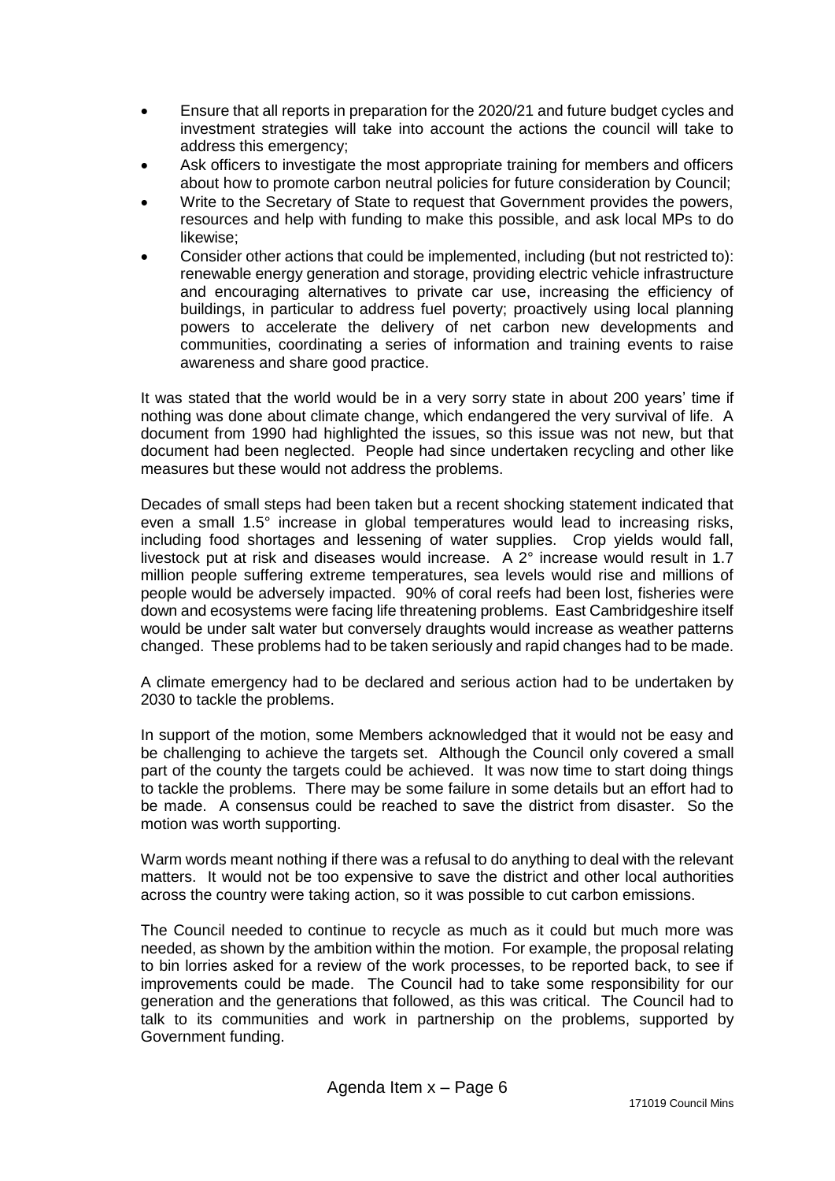- Ensure that all reports in preparation for the 2020/21 and future budget cycles and investment strategies will take into account the actions the council will take to address this emergency;
- Ask officers to investigate the most appropriate training for members and officers about how to promote carbon neutral policies for future consideration by Council;
- Write to the Secretary of State to request that Government provides the powers, resources and help with funding to make this possible, and ask local MPs to do likewise;
- Consider other actions that could be implemented, including (but not restricted to): renewable energy generation and storage, providing electric vehicle infrastructure and encouraging alternatives to private car use, increasing the efficiency of buildings, in particular to address fuel poverty; proactively using local planning powers to accelerate the delivery of net carbon new developments and communities, coordinating a series of information and training events to raise awareness and share good practice.

It was stated that the world would be in a very sorry state in about 200 years' time if nothing was done about climate change, which endangered the very survival of life. A document from 1990 had highlighted the issues, so this issue was not new, but that document had been neglected. People had since undertaken recycling and other like measures but these would not address the problems.

Decades of small steps had been taken but a recent shocking statement indicated that even a small 1.5° increase in global temperatures would lead to increasing risks, including food shortages and lessening of water supplies. Crop yields would fall, livestock put at risk and diseases would increase. A 2° increase would result in 1.7 million people suffering extreme temperatures, sea levels would rise and millions of people would be adversely impacted. 90% of coral reefs had been lost, fisheries were down and ecosystems were facing life threatening problems. East Cambridgeshire itself would be under salt water but conversely draughts would increase as weather patterns changed. These problems had to be taken seriously and rapid changes had to be made.

A climate emergency had to be declared and serious action had to be undertaken by 2030 to tackle the problems.

In support of the motion, some Members acknowledged that it would not be easy and be challenging to achieve the targets set. Although the Council only covered a small part of the county the targets could be achieved. It was now time to start doing things to tackle the problems. There may be some failure in some details but an effort had to be made. A consensus could be reached to save the district from disaster. So the motion was worth supporting.

Warm words meant nothing if there was a refusal to do anything to deal with the relevant matters. It would not be too expensive to save the district and other local authorities across the country were taking action, so it was possible to cut carbon emissions.

The Council needed to continue to recycle as much as it could but much more was needed, as shown by the ambition within the motion. For example, the proposal relating to bin lorries asked for a review of the work processes, to be reported back, to see if improvements could be made. The Council had to take some responsibility for our generation and the generations that followed, as this was critical. The Council had to talk to its communities and work in partnership on the problems, supported by Government funding.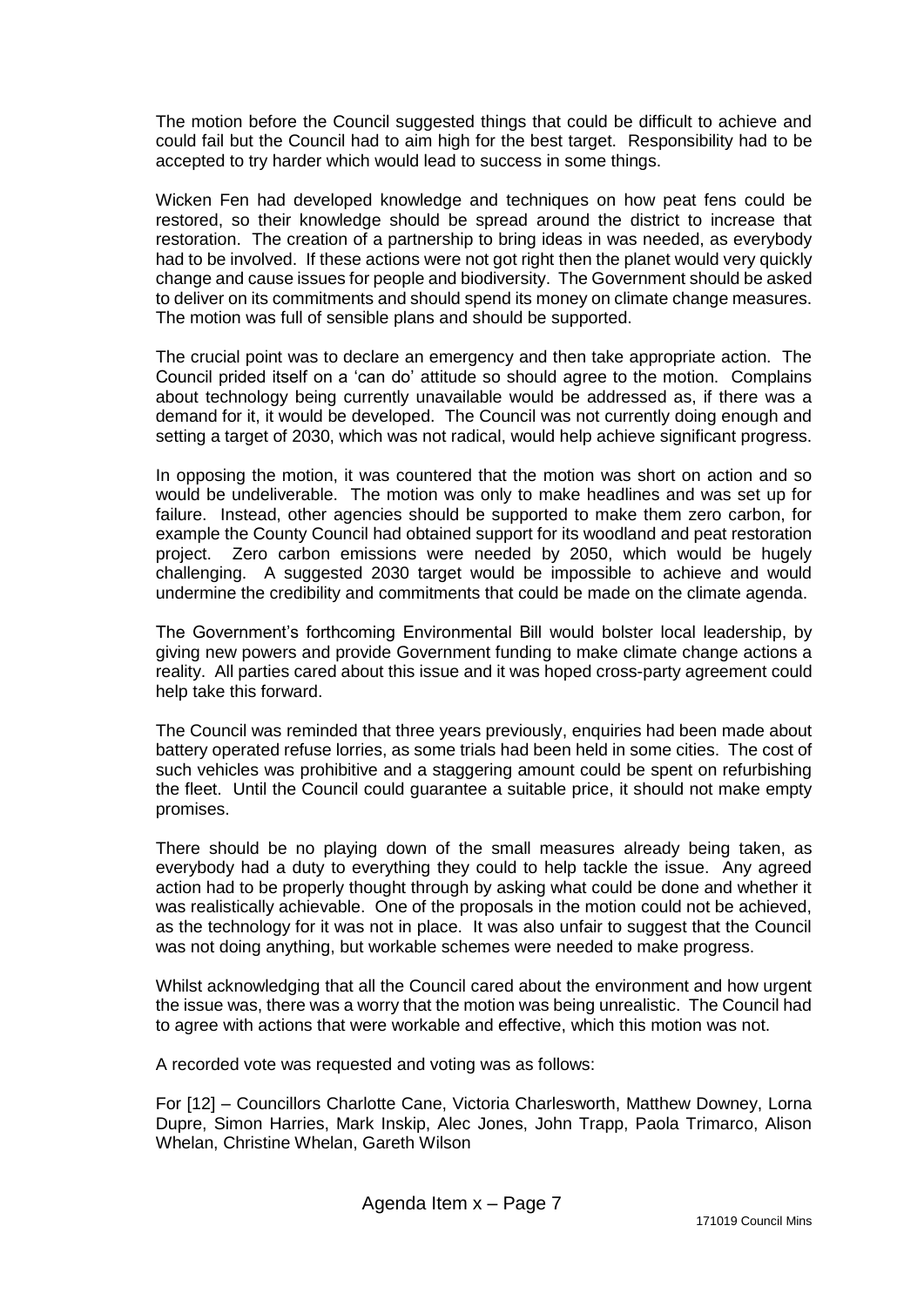The motion before the Council suggested things that could be difficult to achieve and could fail but the Council had to aim high for the best target. Responsibility had to be accepted to try harder which would lead to success in some things.

Wicken Fen had developed knowledge and techniques on how peat fens could be restored, so their knowledge should be spread around the district to increase that restoration. The creation of a partnership to bring ideas in was needed, as everybody had to be involved. If these actions were not got right then the planet would very quickly change and cause issues for people and biodiversity. The Government should be asked to deliver on its commitments and should spend its money on climate change measures. The motion was full of sensible plans and should be supported.

The crucial point was to declare an emergency and then take appropriate action. The Council prided itself on a 'can do' attitude so should agree to the motion. Complains about technology being currently unavailable would be addressed as, if there was a demand for it, it would be developed. The Council was not currently doing enough and setting a target of 2030, which was not radical, would help achieve significant progress.

In opposing the motion, it was countered that the motion was short on action and so would be undeliverable. The motion was only to make headlines and was set up for failure. Instead, other agencies should be supported to make them zero carbon, for example the County Council had obtained support for its woodland and peat restoration project. Zero carbon emissions were needed by 2050, which would be hugely challenging. A suggested 2030 target would be impossible to achieve and would undermine the credibility and commitments that could be made on the climate agenda.

The Government's forthcoming Environmental Bill would bolster local leadership, by giving new powers and provide Government funding to make climate change actions a reality. All parties cared about this issue and it was hoped cross-party agreement could help take this forward.

The Council was reminded that three years previously, enquiries had been made about battery operated refuse lorries, as some trials had been held in some cities. The cost of such vehicles was prohibitive and a staggering amount could be spent on refurbishing the fleet. Until the Council could guarantee a suitable price, it should not make empty promises.

There should be no playing down of the small measures already being taken, as everybody had a duty to everything they could to help tackle the issue. Any agreed action had to be properly thought through by asking what could be done and whether it was realistically achievable. One of the proposals in the motion could not be achieved, as the technology for it was not in place. It was also unfair to suggest that the Council was not doing anything, but workable schemes were needed to make progress.

Whilst acknowledging that all the Council cared about the environment and how urgent the issue was, there was a worry that the motion was being unrealistic. The Council had to agree with actions that were workable and effective, which this motion was not.

A recorded vote was requested and voting was as follows:

For [12] – Councillors Charlotte Cane, Victoria Charlesworth, Matthew Downey, Lorna Dupre, Simon Harries, Mark Inskip, Alec Jones, John Trapp, Paola Trimarco, Alison Whelan, Christine Whelan, Gareth Wilson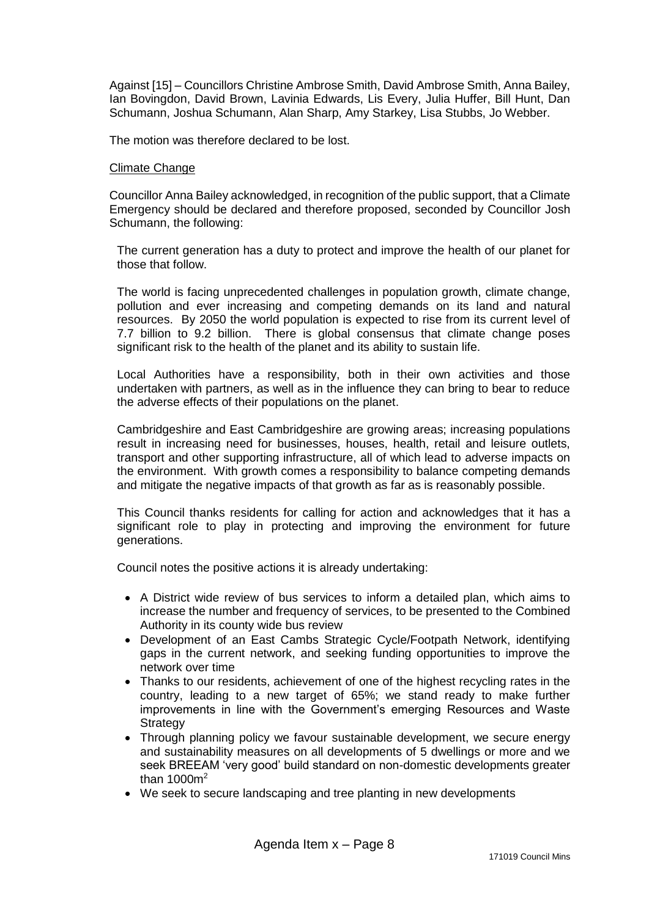Against [15] – Councillors Christine Ambrose Smith, David Ambrose Smith, Anna Bailey, Ian Bovingdon, David Brown, Lavinia Edwards, Lis Every, Julia Huffer, Bill Hunt, Dan Schumann, Joshua Schumann, Alan Sharp, Amy Starkey, Lisa Stubbs, Jo Webber.

The motion was therefore declared to be lost.

Climate Change

Councillor Anna Bailey acknowledged, in recognition of the public support, that a Climate Emergency should be declared and therefore proposed, seconded by Councillor Josh Schumann, the following:

> The current generation has a duty to protect and improve the health of our planet for those that follow.
>
> The world is facing unprecedented challenges in population growth, climate change, pollution and ever increasing and competing demands on its land and natural resources. By 2050 the world population is expected to rise from its current level of 7.7 billion to 9.2 billion. There is global consensus that climate change poses significant risk to the health of the planet and its ability to sustain life.
>
> Local Authorities have a responsibility, both in their own activities and those undertaken with partners, as well as in the influence they can bring to bear to reduce the adverse effects of their populations on the planet.
>
> Cambridgeshire and East Cambridgeshire are growing areas; increasing populations result in increasing need for businesses, houses, health, retail and leisure outlets, transport and other supporting infrastructure, all of which lead to adverse impacts on the environment. With growth comes a responsibility to balance competing demands and mitigate the negative impacts of that growth as far as is reasonably possible.
>
> This Council thanks residents for calling for action and acknowledges that it has a significant role to play in protecting and improving the environment for future generations.
>
> Council notes the positive actions it is already undertaking:
>
> - A District wide review of bus services to inform a detailed plan, which aims to increase the number and frequency of services, to be presented to the Combined Authority in its county wide bus review
> - Development of an East Cambs Strategic Cycle/Footpath Network, identifying gaps in the current network, and seeking funding opportunities to improve the network over time
> - Thanks to our residents, achievement of one of the highest recycling rates in the country, leading to a new target of 65%; we stand ready to make further improvements in line with the Government's emerging Resources and Waste Strategy
> - Through planning policy we favour sustainable development, we secure energy and sustainability measures on all developments of 5 dwellings or more and we seek BREEAM 'very good' build standard on non-domestic developments greater than $1000m^2$
> - We seek to secure landscaping and tree planting in new developments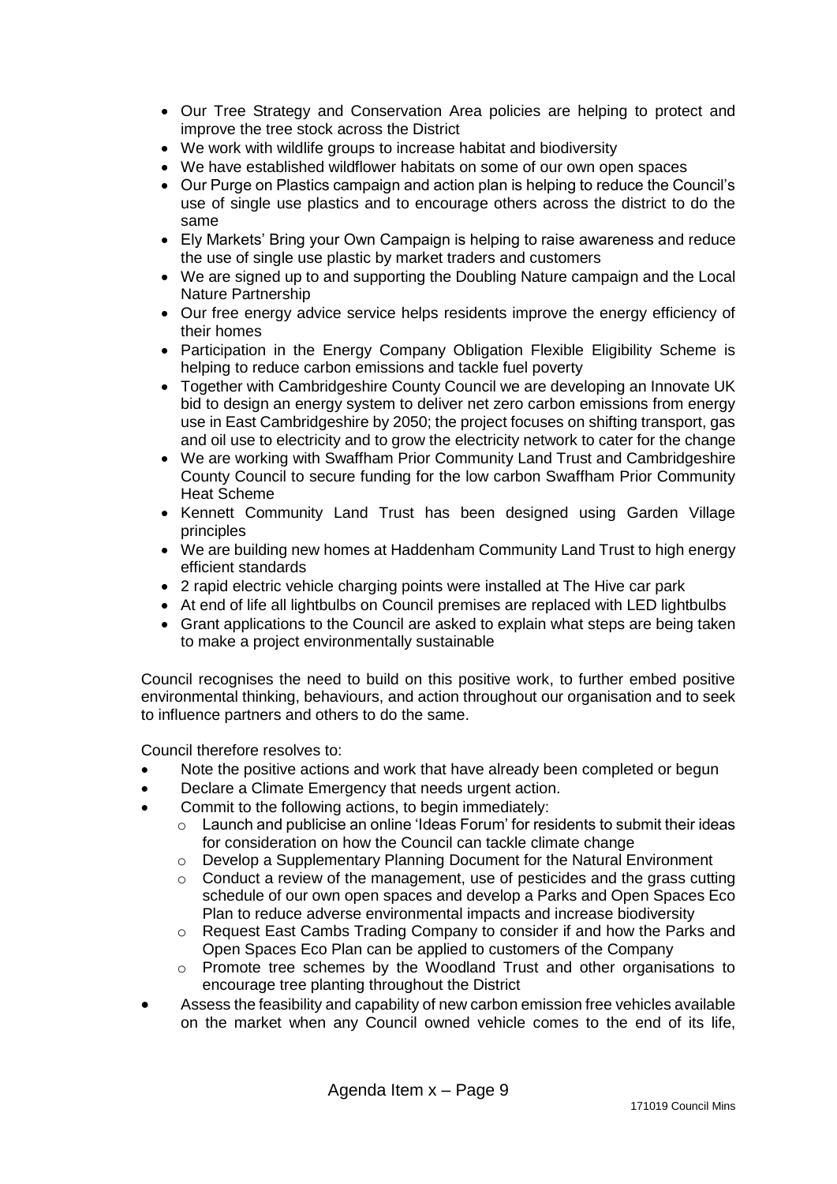- Our Tree Strategy and Conservation Area policies are helping to protect and improve the tree stock across the District
- We work with wildlife groups to increase habitat and biodiversity
- We have established wildflower habitats on some of our own open spaces
- Our Purge on Plastics campaign and action plan is helping to reduce the Council's use of single use plastics and to encourage others across the district to do the same
- Ely Markets' Bring your Own Campaign is helping to raise awareness and reduce the use of single use plastic by market traders and customers
- We are signed up to and supporting the Doubling Nature campaign and the Local Nature Partnership
- Our free energy advice service helps residents improve the energy efficiency of their homes
- Participation in the Energy Company Obligation Flexible Eligibility Scheme is helping to reduce carbon emissions and tackle fuel poverty
- Together with Cambridgeshire County Council we are developing an Innovate UK bid to design an energy system to deliver net zero carbon emissions from energy use in East Cambridgeshire by 2050; the project focuses on shifting transport, gas and oil use to electricity and to grow the electricity network to cater for the change
- We are working with Swaffham Prior Community Land Trust and Cambridgeshire County Council to secure funding for the low carbon Swaffham Prior Community Heat Scheme
- Kennett Community Land Trust has been designed using Garden Village principles
- We are building new homes at Haddenham Community Land Trust to high energy efficient standards
- 2 rapid electric vehicle charging points were installed at The Hive car park
- At end of life all lightbulbs on Council premises are replaced with LED lightbulbs
- Grant applications to the Council are asked to explain what steps are being taken to make a project environmentally sustainable

Council recognises the need to build on this positive work, to further embed positive environmental thinking, behaviours, and action throughout our organisation and to seek to influence partners and others to do the same.

Council therefore resolves to:

- Note the positive actions and work that have already been completed or begun
- Declare a Climate Emergency that needs urgent action.
- Commit to the following actions, to begin immediately:
  - Launch and publicise an online 'Ideas Forum' for residents to submit their ideas for consideration on how the Council can tackle climate change
  - Develop a Supplementary Planning Document for the Natural Environment
  - Conduct a review of the management, use of pesticides and the grass cutting schedule of our own open spaces and develop a Parks and Open Spaces Eco Plan to reduce adverse environmental impacts and increase biodiversity
  - Request East Cambs Trading Company to consider if and how the Parks and Open Spaces Eco Plan can be applied to customers of the Company
  - Promote tree schemes by the Woodland Trust and other organisations to encourage tree planting throughout the District
- Assess the feasibility and capability of new carbon emission free vehicles available on the market when any Council owned vehicle comes to the end of its life,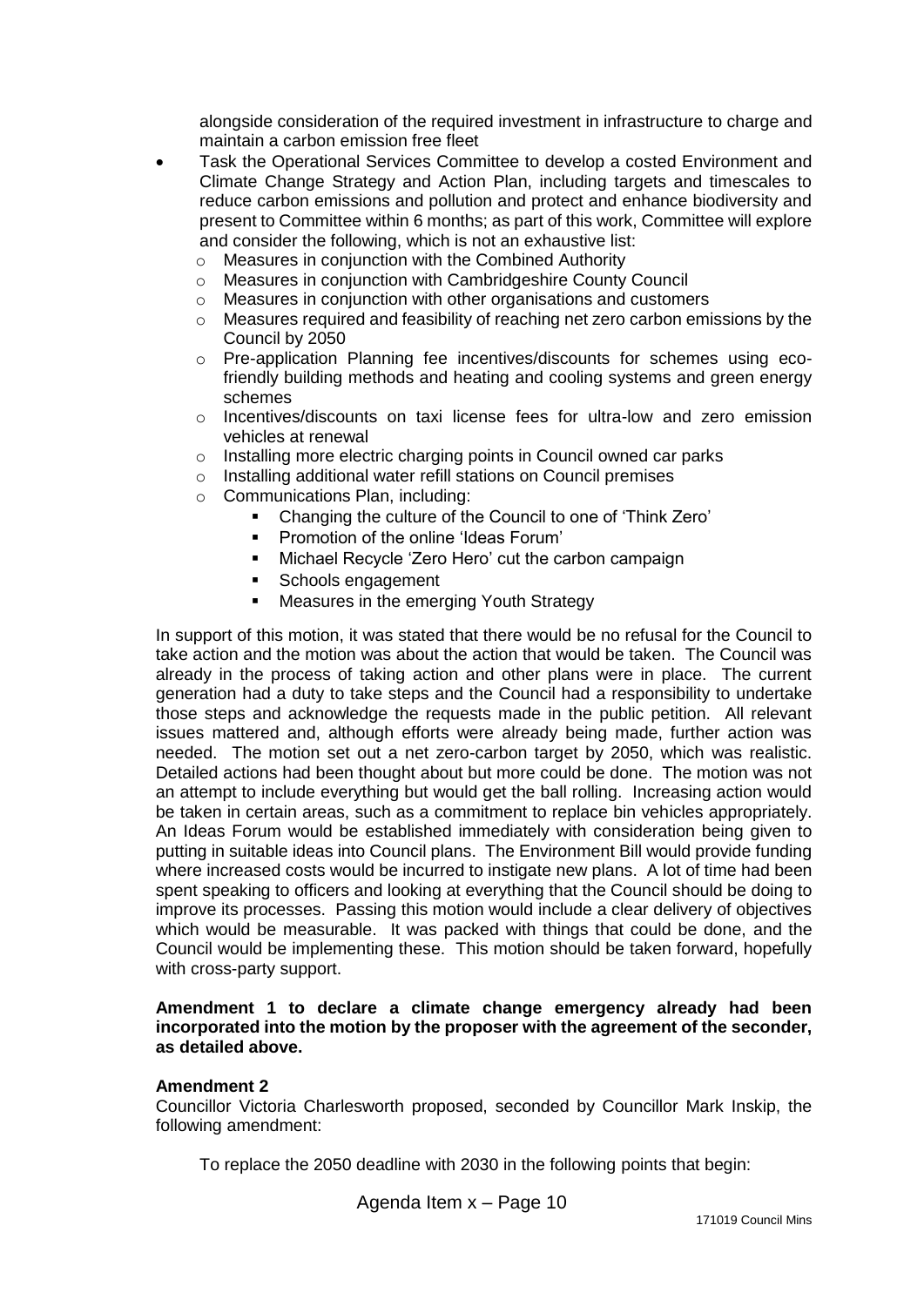alongside consideration of the required investment in infrastructure to charge and maintain a carbon emission free fleet

- Task the Operational Services Committee to develop a costed Environment and Climate Change Strategy and Action Plan, including targets and timescales to reduce carbon emissions and pollution and protect and enhance biodiversity and present to Committee within 6 months; as part of this work, Committee will explore and consider the following, which is not an exhaustive list:
  - Measures in conjunction with the Combined Authority
  - Measures in conjunction with Cambridgeshire County Council
  - Measures in conjunction with other organisations and customers
  - Measures required and feasibility of reaching net zero carbon emissions by the Council by 2050
  - Pre-application Planning fee incentives/discounts for schemes using eco-friendly building methods and heating and cooling systems and green energy schemes
  - Incentives/discounts on taxi license fees for ultra-low and zero emission vehicles at renewal
  - Installing more electric charging points in Council owned car parks
  - Installing additional water refill stations on Council premises
  - Communications Plan, including:
    - Changing the culture of the Council to one of 'Think Zero'
    - Promotion of the online 'Ideas Forum'
    - Michael Recycle 'Zero Hero' cut the carbon campaign
    - Schools engagement
    - Measures in the emerging Youth Strategy

In support of this motion, it was stated that there would be no refusal for the Council to take action and the motion was about the action that would be taken. The Council was already in the process of taking action and other plans were in place. The current generation had a duty to take steps and the Council had a responsibility to undertake those steps and acknowledge the requests made in the public petition. All relevant issues mattered and, although efforts were already being made, further action was needed. The motion set out a net zero-carbon target by 2050, which was realistic. Detailed actions had been thought about but more could be done. The motion was not an attempt to include everything but would get the ball rolling. Increasing action would be taken in certain areas, such as a commitment to replace bin vehicles appropriately. An Ideas Forum would be established immediately with consideration being given to putting in suitable ideas into Council plans. The Environment Bill would provide funding where increased costs would be incurred to instigate new plans. A lot of time had been spent speaking to officers and looking at everything that the Council should be doing to improve its processes. Passing this motion would include a clear delivery of objectives which would be measurable. It was packed with things that could be done, and the Council would be implementing these. This motion should be taken forward, hopefully with cross-party support.

**Amendment 1 to declare a climate change emergency already had been incorporated into the motion by the proposer with the agreement of the seconder, as detailed above.**

**Amendment 2**

Councillor Victoria Charlesworth proposed, seconded by Councillor Mark Inskip, the following amendment:

To replace the 2050 deadline with 2030 in the following points that begin: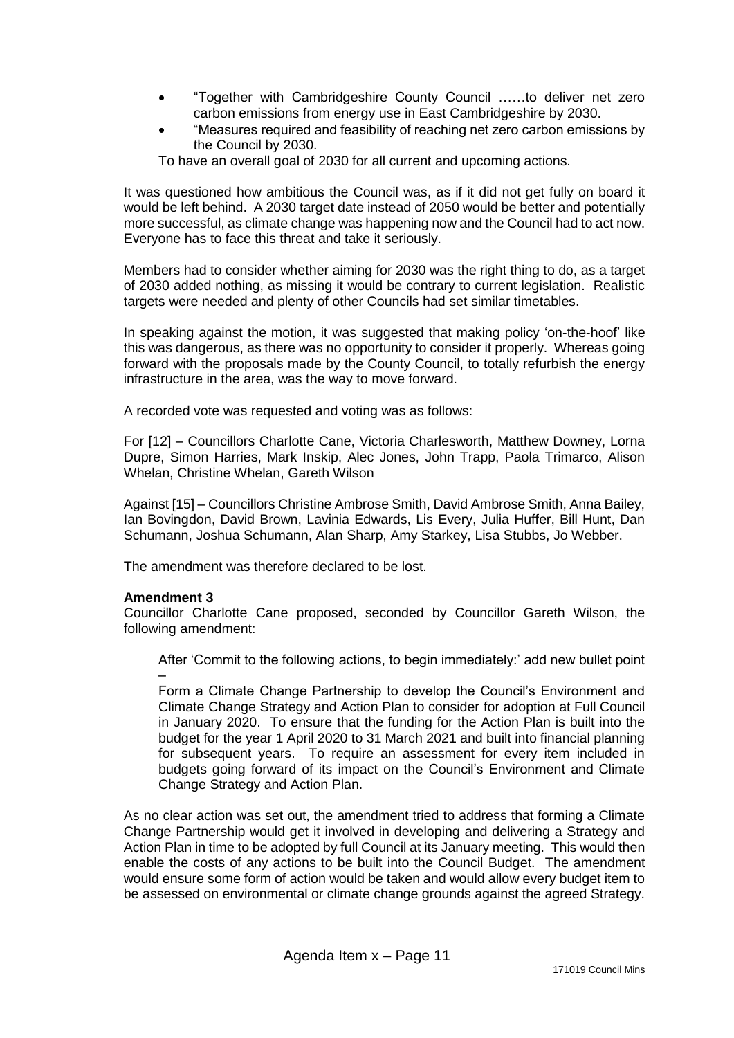- “Together with Cambridgeshire County Council ……to deliver net zero carbon emissions from energy use in East Cambridgeshire by 2030.
- “Measures required and feasibility of reaching net zero carbon emissions by the Council by 2030.

To have an overall goal of 2030 for all current and upcoming actions.

It was questioned how ambitious the Council was, as if it did not get fully on board it would be left behind. A 2030 target date instead of 2050 would be better and potentially more successful, as climate change was happening now and the Council had to act now. Everyone has to face this threat and take it seriously.

Members had to consider whether aiming for 2030 was the right thing to do, as a target of 2030 added nothing, as missing it would be contrary to current legislation. Realistic targets were needed and plenty of other Councils had set similar timetables.

In speaking against the motion, it was suggested that making policy ‘on-the-hoof’ like this was dangerous, as there was no opportunity to consider it properly. Whereas going forward with the proposals made by the County Council, to totally refurbish the energy infrastructure in the area, was the way to move forward.

A recorded vote was requested and voting was as follows:

For [12] – Councillors Charlotte Cane, Victoria Charlesworth, Matthew Downey, Lorna Dupre, Simon Harries, Mark Inskip, Alec Jones, John Trapp, Paola Trimarco, Alison Whelan, Christine Whelan, Gareth Wilson

Against [15] – Councillors Christine Ambrose Smith, David Ambrose Smith, Anna Bailey, Ian Bovingdon, David Brown, Lavinia Edwards, Lis Every, Julia Huffer, Bill Hunt, Dan Schumann, Joshua Schumann, Alan Sharp, Amy Starkey, Lisa Stubbs, Jo Webber.

The amendment was therefore declared to be lost.

**Amendment 3**

Councillor Charlotte Cane proposed, seconded by Councillor Gareth Wilson, the following amendment:

> After ‘Commit to the following actions, to begin immediately:’ add new bullet point –
>
> Form a Climate Change Partnership to develop the Council’s Environment and Climate Change Strategy and Action Plan to consider for adoption at Full Council in January 2020. To ensure that the funding for the Action Plan is built into the budget for the year 1 April 2020 to 31 March 2021 and built into financial planning for subsequent years. To require an assessment for every item included in budgets going forward of its impact on the Council’s Environment and Climate Change Strategy and Action Plan.

As no clear action was set out, the amendment tried to address that forming a Climate Change Partnership would get it involved in developing and delivering a Strategy and Action Plan in time to be adopted by full Council at its January meeting. This would then enable the costs of any actions to be built into the Council Budget. The amendment would ensure some form of action would be taken and would allow every budget item to be assessed on environmental or climate change grounds against the agreed Strategy.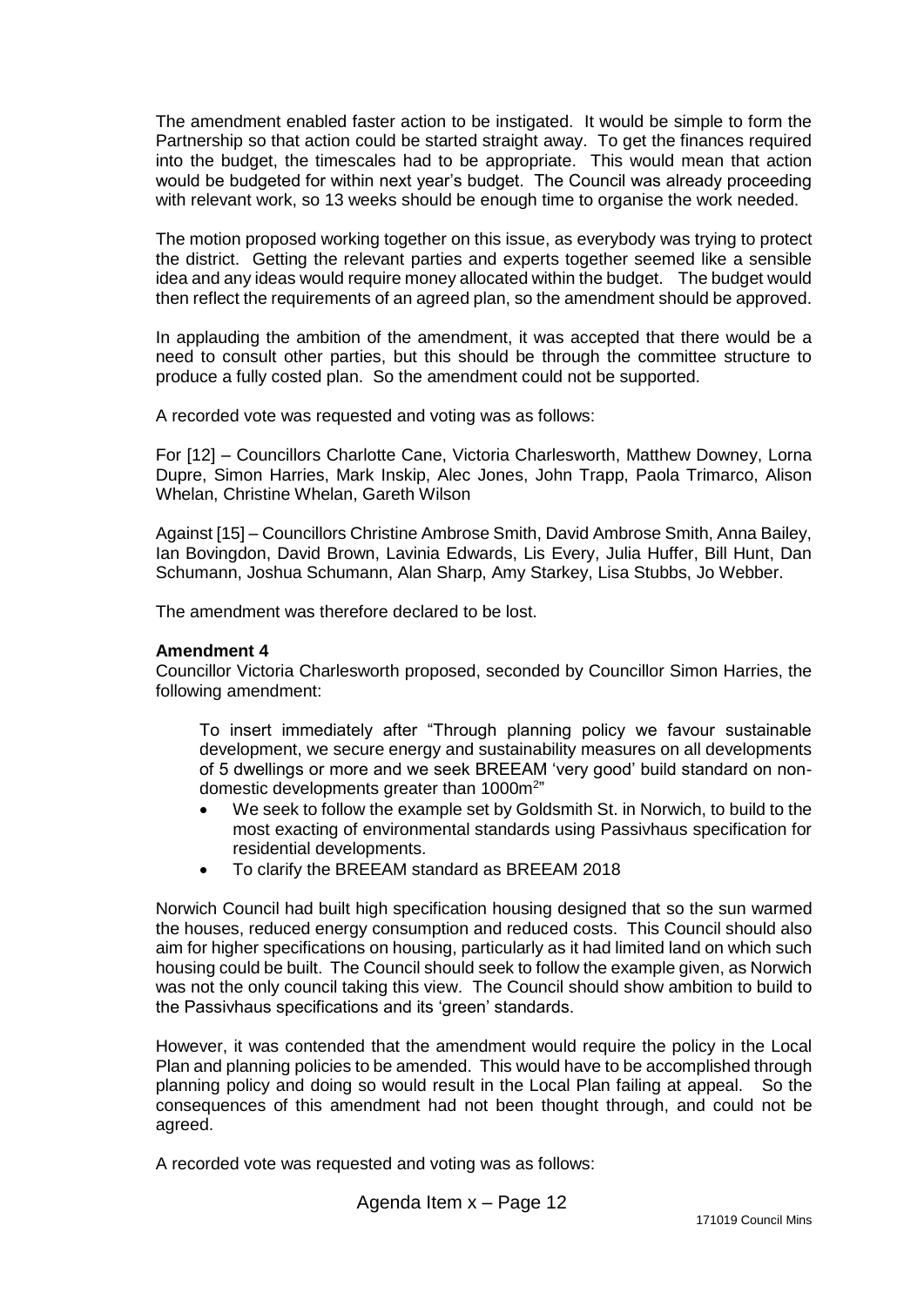The amendment enabled faster action to be instigated. It would be simple to form the Partnership so that action could be started straight away. To get the finances required into the budget, the timescales had to be appropriate. This would mean that action would be budgeted for within next year's budget. The Council was already proceeding with relevant work, so 13 weeks should be enough time to organise the work needed.

The motion proposed working together on this issue, as everybody was trying to protect the district. Getting the relevant parties and experts together seemed like a sensible idea and any ideas would require money allocated within the budget. The budget would then reflect the requirements of an agreed plan, so the amendment should be approved.

In applauding the ambition of the amendment, it was accepted that there would be a need to consult other parties, but this should be through the committee structure to produce a fully costed plan. So the amendment could not be supported.

A recorded vote was requested and voting was as follows:

For [12] – Councillors Charlotte Cane, Victoria Charlesworth, Matthew Downey, Lorna Dupre, Simon Harries, Mark Inskip, Alec Jones, John Trapp, Paola Trimarco, Alison Whelan, Christine Whelan, Gareth Wilson

Against [15] – Councillors Christine Ambrose Smith, David Ambrose Smith, Anna Bailey, Ian Bovingdon, David Brown, Lavinia Edwards, Lis Every, Julia Huffer, Bill Hunt, Dan Schumann, Joshua Schumann, Alan Sharp, Amy Starkey, Lisa Stubbs, Jo Webber.

The amendment was therefore declared to be lost.

**Amendment 4**

Councillor Victoria Charlesworth proposed, seconded by Councillor Simon Harries, the following amendment:

> To insert immediately after "Through planning policy we favour sustainable development, we secure energy and sustainability measures on all developments of 5 dwellings or more and we seek BREEAM 'very good' build standard on non-domestic developments greater than 1000m$^2$"
>
> - We seek to follow the example set by Goldsmith St. in Norwich, to build to the most exacting of environmental standards using Passivhaus specification for residential developments.
> - To clarify the BREEAM standard as BREEAM 2018

Norwich Council had built high specification housing designed that so the sun warmed the houses, reduced energy consumption and reduced costs. This Council should also aim for higher specifications on housing, particularly as it had limited land on which such housing could be built. The Council should seek to follow the example given, as Norwich was not the only council taking this view. The Council should show ambition to build to the Passivhaus specifications and its 'green' standards.

However, it was contended that the amendment would require the policy in the Local Plan and planning policies to be amended. This would have to be accomplished through planning policy and doing so would result in the Local Plan failing at appeal. So the consequences of this amendment had not been thought through, and could not be agreed.

A recorded vote was requested and voting was as follows: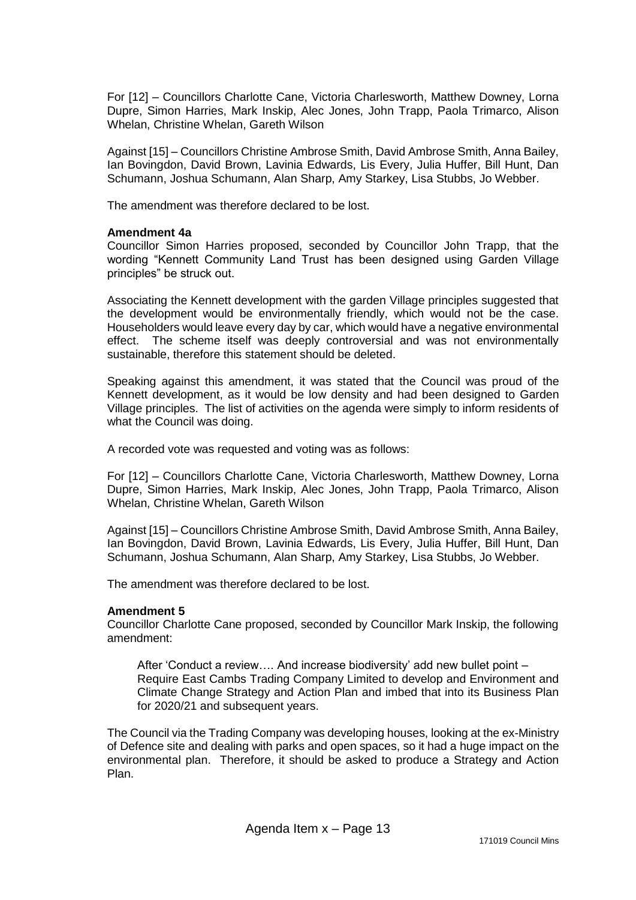For [12] – Councillors Charlotte Cane, Victoria Charlesworth, Matthew Downey, Lorna Dupre, Simon Harries, Mark Inskip, Alec Jones, John Trapp, Paola Trimarco, Alison Whelan, Christine Whelan, Gareth Wilson

Against [15] – Councillors Christine Ambrose Smith, David Ambrose Smith, Anna Bailey, Ian Bovingdon, David Brown, Lavinia Edwards, Lis Every, Julia Huffer, Bill Hunt, Dan Schumann, Joshua Schumann, Alan Sharp, Amy Starkey, Lisa Stubbs, Jo Webber.

The amendment was therefore declared to be lost.

**Amendment 4a**

Councillor Simon Harries proposed, seconded by Councillor John Trapp, that the wording "Kennett Community Land Trust has been designed using Garden Village principles" be struck out.

Associating the Kennett development with the garden Village principles suggested that the development would be environmentally friendly, which would not be the case. Householders would leave every day by car, which would have a negative environmental effect. The scheme itself was deeply controversial and was not environmentally sustainable, therefore this statement should be deleted.

Speaking against this amendment, it was stated that the Council was proud of the Kennett development, as it would be low density and had been designed to Garden Village principles. The list of activities on the agenda were simply to inform residents of what the Council was doing.

A recorded vote was requested and voting was as follows:

For [12] – Councillors Charlotte Cane, Victoria Charlesworth, Matthew Downey, Lorna Dupre, Simon Harries, Mark Inskip, Alec Jones, John Trapp, Paola Trimarco, Alison Whelan, Christine Whelan, Gareth Wilson

Against [15] – Councillors Christine Ambrose Smith, David Ambrose Smith, Anna Bailey, Ian Bovingdon, David Brown, Lavinia Edwards, Lis Every, Julia Huffer, Bill Hunt, Dan Schumann, Joshua Schumann, Alan Sharp, Amy Starkey, Lisa Stubbs, Jo Webber.

The amendment was therefore declared to be lost.

**Amendment 5**

Councillor Charlotte Cane proposed, seconded by Councillor Mark Inskip, the following amendment:

> After 'Conduct a review…. And increase biodiversity' add new bullet point – Require East Cambs Trading Company Limited to develop and Environment and Climate Change Strategy and Action Plan and imbed that into its Business Plan for 2020/21 and subsequent years.

The Council via the Trading Company was developing houses, looking at the ex-Ministry of Defence site and dealing with parks and open spaces, so it had a huge impact on the environmental plan. Therefore, it should be asked to produce a Strategy and Action Plan.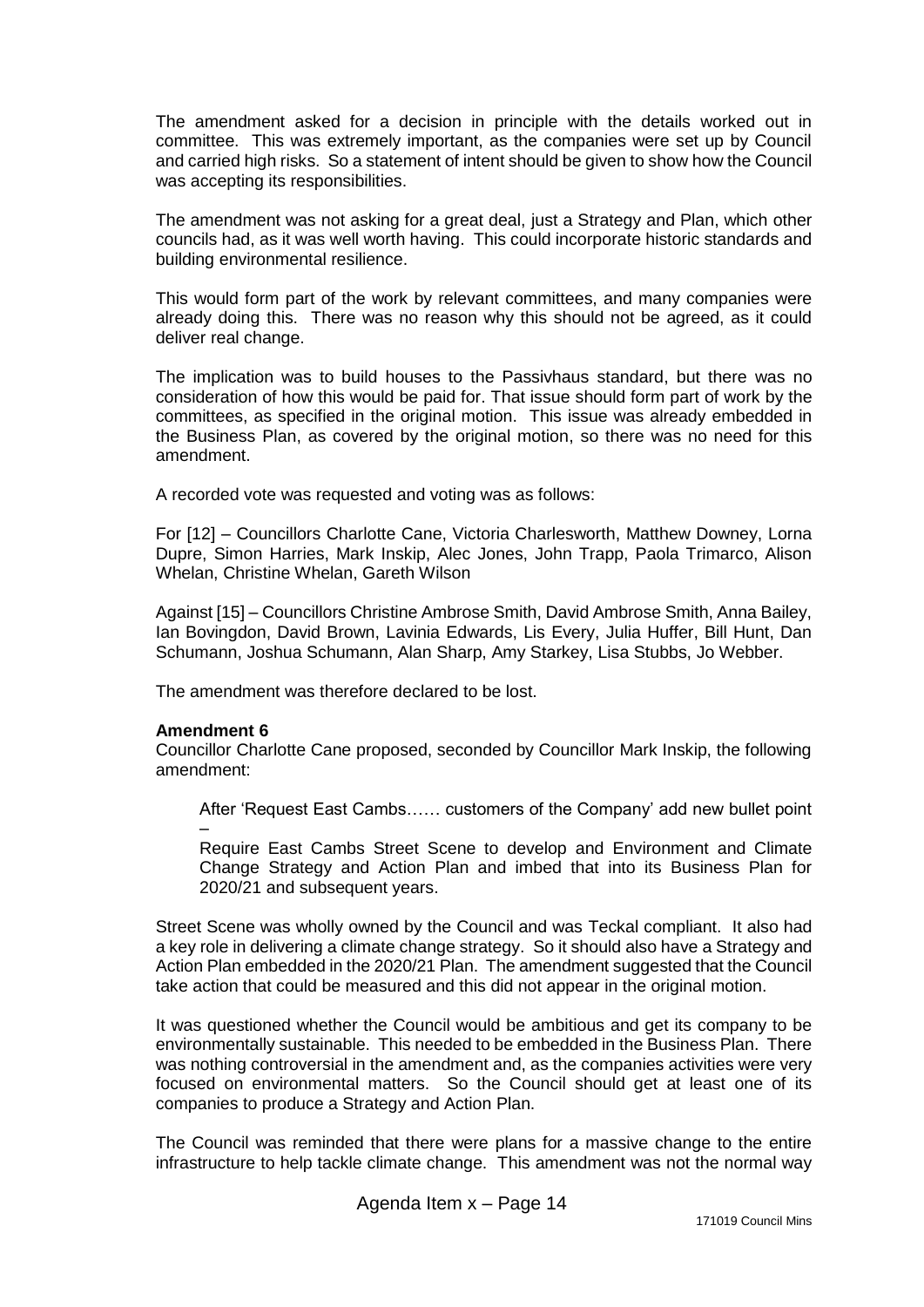The amendment asked for a decision in principle with the details worked out in committee. This was extremely important, as the companies were set up by Council and carried high risks. So a statement of intent should be given to show how the Council was accepting its responsibilities.

The amendment was not asking for a great deal, just a Strategy and Plan, which other councils had, as it was well worth having. This could incorporate historic standards and building environmental resilience.

This would form part of the work by relevant committees, and many companies were already doing this. There was no reason why this should not be agreed, as it could deliver real change.

The implication was to build houses to the Passivhaus standard, but there was no consideration of how this would be paid for. That issue should form part of work by the committees, as specified in the original motion. This issue was already embedded in the Business Plan, as covered by the original motion, so there was no need for this amendment.

A recorded vote was requested and voting was as follows:

For [12] – Councillors Charlotte Cane, Victoria Charlesworth, Matthew Downey, Lorna Dupre, Simon Harries, Mark Inskip, Alec Jones, John Trapp, Paola Trimarco, Alison Whelan, Christine Whelan, Gareth Wilson

Against [15] – Councillors Christine Ambrose Smith, David Ambrose Smith, Anna Bailey, Ian Bovingdon, David Brown, Lavinia Edwards, Lis Every, Julia Huffer, Bill Hunt, Dan Schumann, Joshua Schumann, Alan Sharp, Amy Starkey, Lisa Stubbs, Jo Webber.

The amendment was therefore declared to be lost.

**Amendment 6**

Councillor Charlotte Cane proposed, seconded by Councillor Mark Inskip, the following amendment:

> After 'Request East Cambs…… customers of the Company' add new bullet point –
>
> Require East Cambs Street Scene to develop and Environment and Climate Change Strategy and Action Plan and imbed that into its Business Plan for 2020/21 and subsequent years.

Street Scene was wholly owned by the Council and was Teckal compliant. It also had a key role in delivering a climate change strategy. So it should also have a Strategy and Action Plan embedded in the 2020/21 Plan. The amendment suggested that the Council take action that could be measured and this did not appear in the original motion.

It was questioned whether the Council would be ambitious and get its company to be environmentally sustainable. This needed to be embedded in the Business Plan. There was nothing controversial in the amendment and, as the companies activities were very focused on environmental matters. So the Council should get at least one of its companies to produce a Strategy and Action Plan.

The Council was reminded that there were plans for a massive change to the entire infrastructure to help tackle climate change. This amendment was not the normal way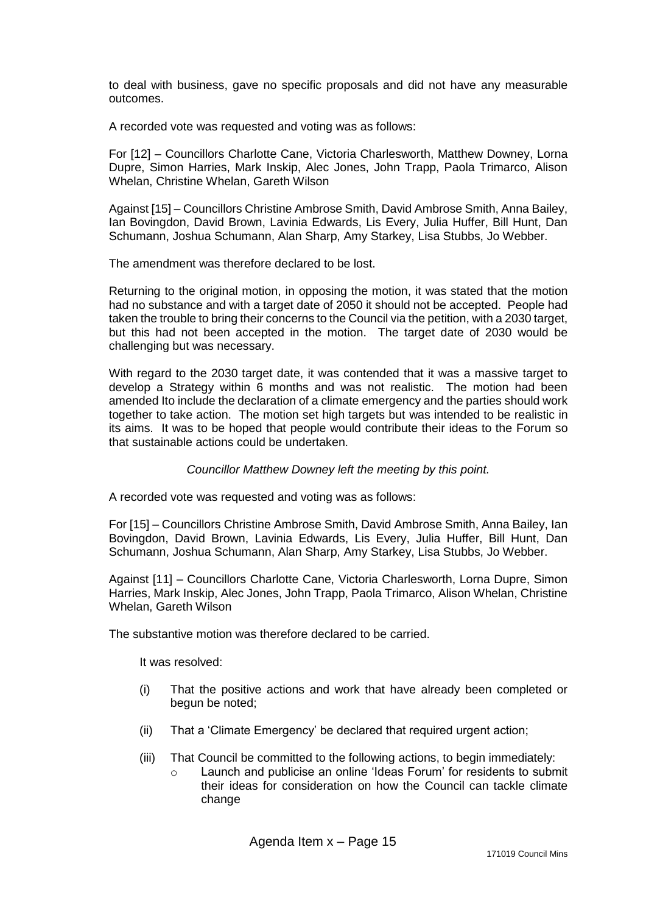to deal with business, gave no specific proposals and did not have any measurable outcomes.

A recorded vote was requested and voting was as follows:

For [12] – Councillors Charlotte Cane, Victoria Charlesworth, Matthew Downey, Lorna Dupre, Simon Harries, Mark Inskip, Alec Jones, John Trapp, Paola Trimarco, Alison Whelan, Christine Whelan, Gareth Wilson

Against [15] – Councillors Christine Ambrose Smith, David Ambrose Smith, Anna Bailey, Ian Bovingdon, David Brown, Lavinia Edwards, Lis Every, Julia Huffer, Bill Hunt, Dan Schumann, Joshua Schumann, Alan Sharp, Amy Starkey, Lisa Stubbs, Jo Webber.

The amendment was therefore declared to be lost.

Returning to the original motion, in opposing the motion, it was stated that the motion had no substance and with a target date of 2050 it should not be accepted. People had taken the trouble to bring their concerns to the Council via the petition, with a 2030 target, but this had not been accepted in the motion. The target date of 2030 would be challenging but was necessary.

With regard to the 2030 target date, it was contended that it was a massive target to develop a Strategy within 6 months and was not realistic. The motion had been amended Ito include the declaration of a climate emergency and the parties should work together to take action. The motion set high targets but was intended to be realistic in its aims. It was to be hoped that people would contribute their ideas to the Forum so that sustainable actions could be undertaken.

*Councillor Matthew Downey left the meeting by this point.*

A recorded vote was requested and voting was as follows:

For [15] – Councillors Christine Ambrose Smith, David Ambrose Smith, Anna Bailey, Ian Bovingdon, David Brown, Lavinia Edwards, Lis Every, Julia Huffer, Bill Hunt, Dan Schumann, Joshua Schumann, Alan Sharp, Amy Starkey, Lisa Stubbs, Jo Webber.

Against [11] – Councillors Charlotte Cane, Victoria Charlesworth, Lorna Dupre, Simon Harries, Mark Inskip, Alec Jones, John Trapp, Paola Trimarco, Alison Whelan, Christine Whelan, Gareth Wilson

The substantive motion was therefore declared to be carried.

It was resolved:

(i) That the positive actions and work that have already been completed or begun be noted;

(ii) That a 'Climate Emergency' be declared that required urgent action;

(iii) That Council be committed to the following actions, to begin immediately:
   - Launch and publicise an online 'Ideas Forum' for residents to submit their ideas for consideration on how the Council can tackle climate change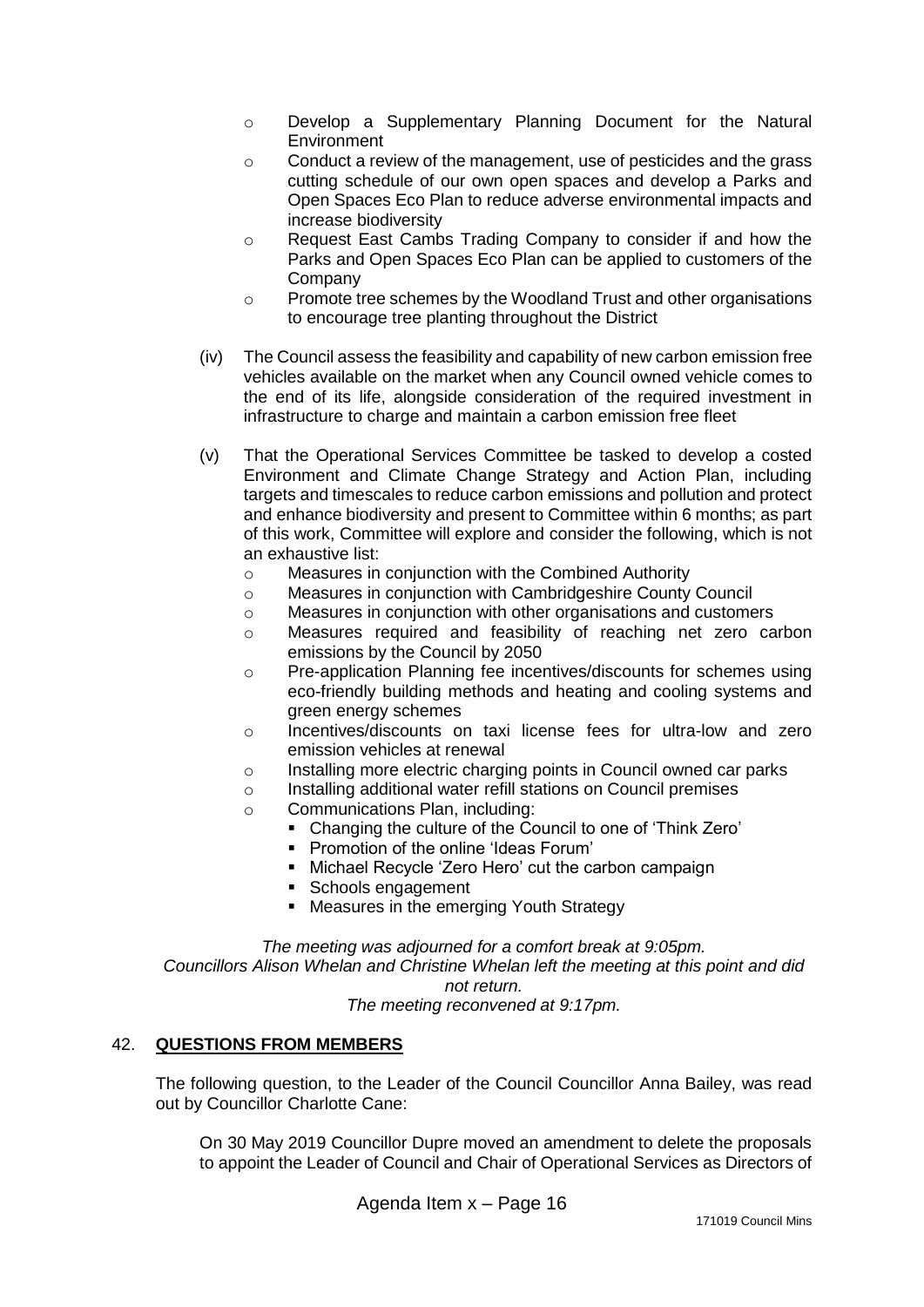- Develop a Supplementary Planning Document for the Natural Environment
- Conduct a review of the management, use of pesticides and the grass cutting schedule of our own open spaces and develop a Parks and Open Spaces Eco Plan to reduce adverse environmental impacts and increase biodiversity
- Request East Cambs Trading Company to consider if and how the Parks and Open Spaces Eco Plan can be applied to customers of the Company
- Promote tree schemes by the Woodland Trust and other organisations to encourage tree planting throughout the District

(iv) The Council assess the feasibility and capability of new carbon emission free vehicles available on the market when any Council owned vehicle comes to the end of its life, alongside consideration of the required investment in infrastructure to charge and maintain a carbon emission free fleet

(v) That the Operational Services Committee be tasked to develop a costed Environment and Climate Change Strategy and Action Plan, including targets and timescales to reduce carbon emissions and pollution and protect and enhance biodiversity and present to Committee within 6 months; as part of this work, Committee will explore and consider the following, which is not an exhaustive list:

- Measures in conjunction with the Combined Authority
- Measures in conjunction with Cambridgeshire County Council
- Measures in conjunction with other organisations and customers
- Measures required and feasibility of reaching net zero carbon emissions by the Council by 2050
- Pre-application Planning fee incentives/discounts for schemes using eco-friendly building methods and heating and cooling systems and green energy schemes
- Incentives/discounts on taxi license fees for ultra-low and zero emission vehicles at renewal
- Installing more electric charging points in Council owned car parks
- Installing additional water refill stations on Council premises
- Communications Plan, including:
  - Changing the culture of the Council to one of 'Think Zero'
  - Promotion of the online 'Ideas Forum'
  - Michael Recycle 'Zero Hero' cut the carbon campaign
  - Schools engagement
  - Measures in the emerging Youth Strategy

*The meeting was adjourned for a comfort break at 9:05pm.*
*Councillors Alison Whelan and Christine Whelan left the meeting at this point and did not return.*
*The meeting reconvened at 9:17pm.*

## 42. **QUESTIONS FROM MEMBERS**

The following question, to the Leader of the Council Councillor Anna Bailey, was read out by Councillor Charlotte Cane:

On 30 May 2019 Councillor Dupre moved an amendment to delete the proposals to appoint the Leader of Council and Chair of Operational Services as Directors of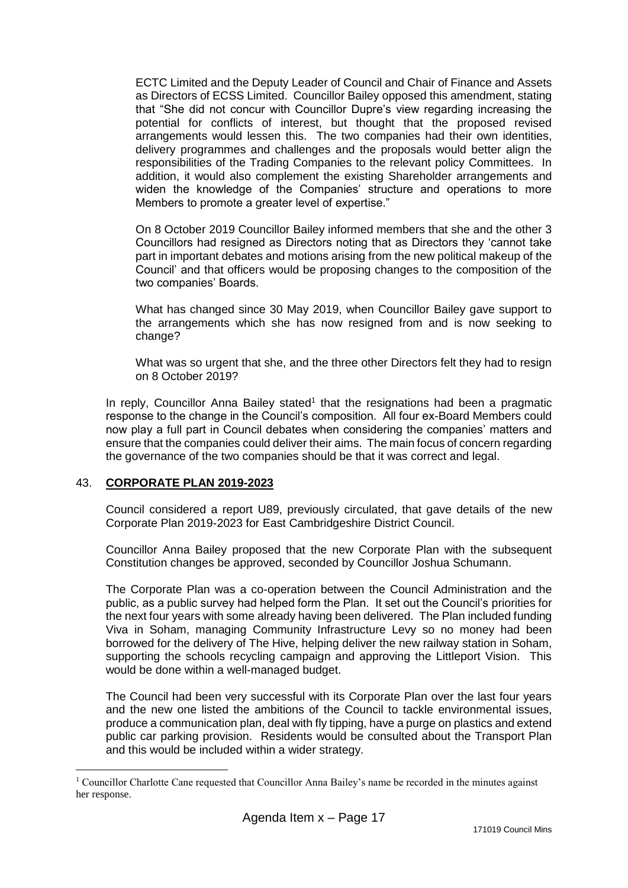ECTC Limited and the Deputy Leader of Council and Chair of Finance and Assets as Directors of ECSS Limited. Councillor Bailey opposed this amendment, stating that "She did not concur with Councillor Dupre's view regarding increasing the potential for conflicts of interest, but thought that the proposed revised arrangements would lessen this. The two companies had their own identities, delivery programmes and challenges and the proposals would better align the responsibilities of the Trading Companies to the relevant policy Committees. In addition, it would also complement the existing Shareholder arrangements and widen the knowledge of the Companies' structure and operations to more Members to promote a greater level of expertise."

On 8 October 2019 Councillor Bailey informed members that she and the other 3 Councillors had resigned as Directors noting that as Directors they 'cannot take part in important debates and motions arising from the new political makeup of the Council' and that officers would be proposing changes to the composition of the two companies' Boards.

What has changed since 30 May 2019, when Councillor Bailey gave support to the arrangements which she has now resigned from and is now seeking to change?

What was so urgent that she, and the three other Directors felt they had to resign on 8 October 2019?

In reply, Councillor Anna Bailey stated[1] that the resignations had been a pragmatic response to the change in the Council's composition. All four ex-Board Members could now play a full part in Council debates when considering the companies' matters and ensure that the companies could deliver their aims. The main focus of concern regarding the governance of the two companies should be that it was correct and legal.

## 43. **CORPORATE PLAN 2019-2023**

Council considered a report U89, previously circulated, that gave details of the new Corporate Plan 2019-2023 for East Cambridgeshire District Council.

Councillor Anna Bailey proposed that the new Corporate Plan with the subsequent Constitution changes be approved, seconded by Councillor Joshua Schumann.

The Corporate Plan was a co-operation between the Council Administration and the public, as a public survey had helped form the Plan. It set out the Council's priorities for the next four years with some already having been delivered. The Plan included funding Viva in Soham, managing Community Infrastructure Levy so no money had been borrowed for the delivery of The Hive, helping deliver the new railway station in Soham, supporting the schools recycling campaign and approving the Littleport Vision. This would be done within a well-managed budget.

The Council had been very successful with its Corporate Plan over the last four years and the new one listed the ambitions of the Council to tackle environmental issues, produce a communication plan, deal with fly tipping, have a purge on plastics and extend public car parking provision. Residents would be consulted about the Transport Plan and this would be included within a wider strategy.

[1] Councillor Charlotte Cane requested that Councillor Anna Bailey's name be recorded in the minutes against her response.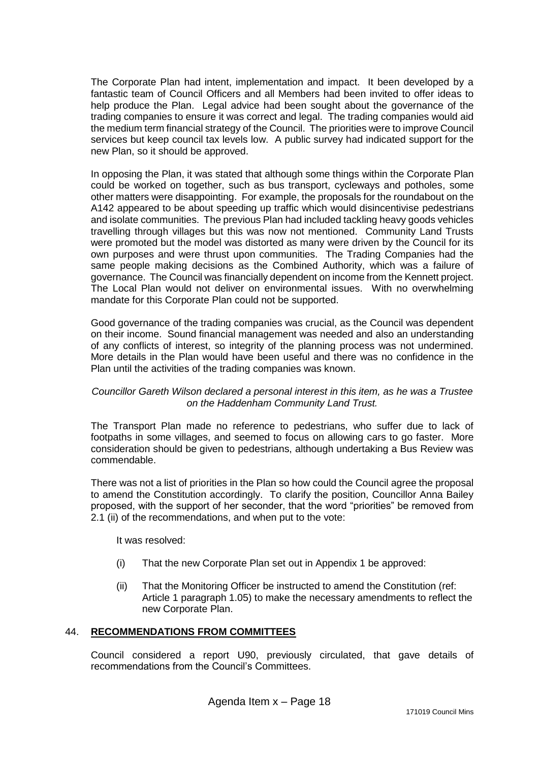The Corporate Plan had intent, implementation and impact. It been developed by a fantastic team of Council Officers and all Members had been invited to offer ideas to help produce the Plan. Legal advice had been sought about the governance of the trading companies to ensure it was correct and legal. The trading companies would aid the medium term financial strategy of the Council. The priorities were to improve Council services but keep council tax levels low. A public survey had indicated support for the new Plan, so it should be approved.

In opposing the Plan, it was stated that although some things within the Corporate Plan could be worked on together, such as bus transport, cycleways and potholes, some other matters were disappointing. For example, the proposals for the roundabout on the A142 appeared to be about speeding up traffic which would disincentivise pedestrians and isolate communities. The previous Plan had included tackling heavy goods vehicles travelling through villages but this was now not mentioned. Community Land Trusts were promoted but the model was distorted as many were driven by the Council for its own purposes and were thrust upon communities. The Trading Companies had the same people making decisions as the Combined Authority, which was a failure of governance. The Council was financially dependent on income from the Kennett project. The Local Plan would not deliver on environmental issues. With no overwhelming mandate for this Corporate Plan could not be supported.

Good governance of the trading companies was crucial, as the Council was dependent on their income. Sound financial management was needed and also an understanding of any conflicts of interest, so integrity of the planning process was not undermined. More details in the Plan would have been useful and there was no confidence in the Plan until the activities of the trading companies was known.

*Councillor Gareth Wilson declared a personal interest in this item, as he was a Trustee on the Haddenham Community Land Trust.*

The Transport Plan made no reference to pedestrians, who suffer due to lack of footpaths in some villages, and seemed to focus on allowing cars to go faster. More consideration should be given to pedestrians, although undertaking a Bus Review was commendable.

There was not a list of priorities in the Plan so how could the Council agree the proposal to amend the Constitution accordingly. To clarify the position, Councillor Anna Bailey proposed, with the support of her seconder, that the word "priorities" be removed from 2.1 (ii) of the recommendations, and when put to the vote:

It was resolved:

(i) That the new Corporate Plan set out in Appendix 1 be approved:

(ii) That the Monitoring Officer be instructed to amend the Constitution (ref: Article 1 paragraph 1.05) to make the necessary amendments to reflect the new Corporate Plan.

## 44. RECOMMENDATIONS FROM COMMITTEES

Council considered a report U90, previously circulated, that gave details of recommendations from the Council's Committees.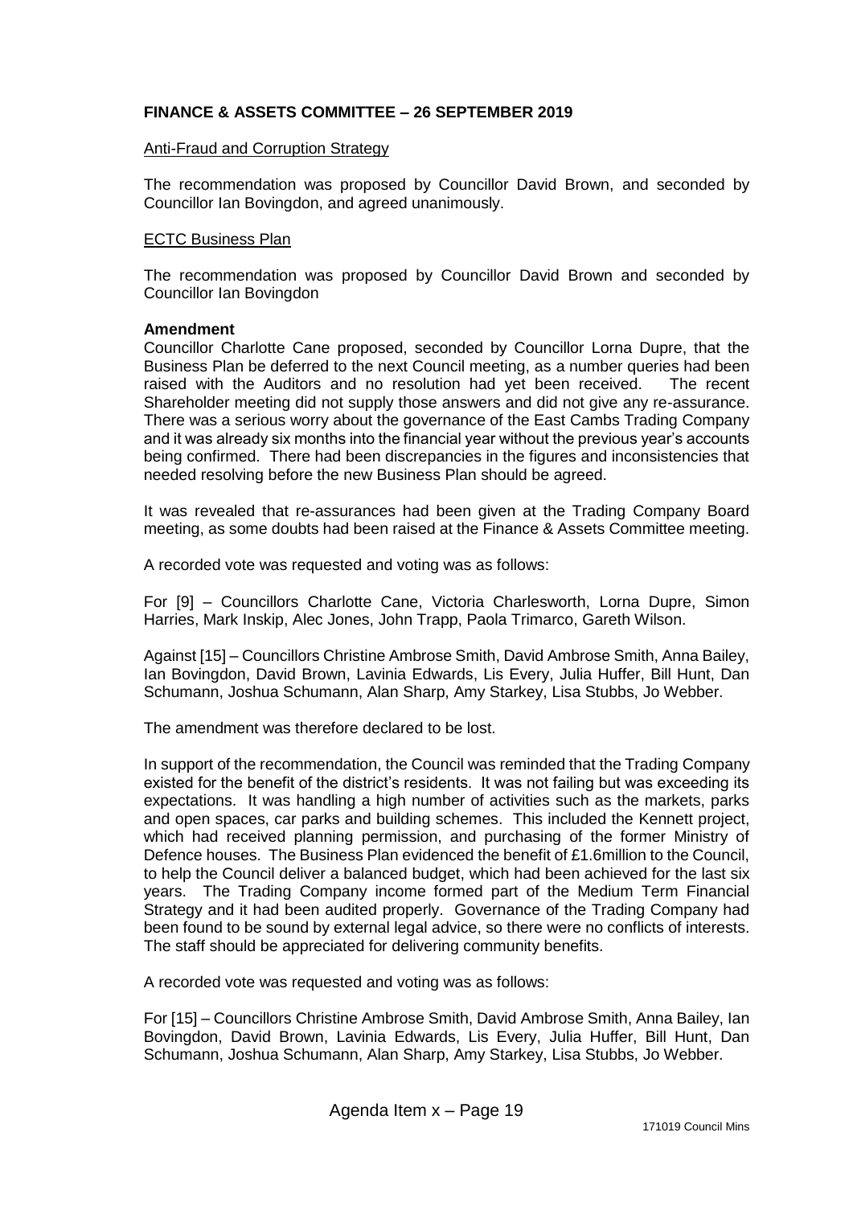**FINANCE & ASSETS COMMITTEE – 26 SEPTEMBER 2019**

<u>Anti-Fraud and Corruption Strategy</u>

The recommendation was proposed by Councillor David Brown, and seconded by Councillor Ian Bovingdon, and agreed unanimously.

<u>ECTC Business Plan</u>

The recommendation was proposed by Councillor David Brown and seconded by Councillor Ian Bovingdon

**Amendment**

Councillor Charlotte Cane proposed, seconded by Councillor Lorna Dupre, that the Business Plan be deferred to the next Council meeting, as a number queries had been raised with the Auditors and no resolution had yet been received. The recent Shareholder meeting did not supply those answers and did not give any re-assurance. There was a serious worry about the governance of the East Cambs Trading Company and it was already six months into the financial year without the previous year's accounts being confirmed. There had been discrepancies in the figures and inconsistencies that needed resolving before the new Business Plan should be agreed.

It was revealed that re-assurances had been given at the Trading Company Board meeting, as some doubts had been raised at the Finance & Assets Committee meeting.

A recorded vote was requested and voting was as follows:

For [9] – Councillors Charlotte Cane, Victoria Charlesworth, Lorna Dupre, Simon Harries, Mark Inskip, Alec Jones, John Trapp, Paola Trimarco, Gareth Wilson.

Against [15] – Councillors Christine Ambrose Smith, David Ambrose Smith, Anna Bailey, Ian Bovingdon, David Brown, Lavinia Edwards, Lis Every, Julia Huffer, Bill Hunt, Dan Schumann, Joshua Schumann, Alan Sharp, Amy Starkey, Lisa Stubbs, Jo Webber.

The amendment was therefore declared to be lost.

In support of the recommendation, the Council was reminded that the Trading Company existed for the benefit of the district's residents. It was not failing but was exceeding its expectations. It was handling a high number of activities such as the markets, parks and open spaces, car parks and building schemes. This included the Kennett project, which had received planning permission, and purchasing of the former Ministry of Defence houses. The Business Plan evidenced the benefit of £1.6million to the Council, to help the Council deliver a balanced budget, which had been achieved for the last six years. The Trading Company income formed part of the Medium Term Financial Strategy and it had been audited properly. Governance of the Trading Company had been found to be sound by external legal advice, so there were no conflicts of interests. The staff should be appreciated for delivering community benefits.

A recorded vote was requested and voting was as follows:

For [15] – Councillors Christine Ambrose Smith, David Ambrose Smith, Anna Bailey, Ian Bovingdon, David Brown, Lavinia Edwards, Lis Every, Julia Huffer, Bill Hunt, Dan Schumann, Joshua Schumann, Alan Sharp, Amy Starkey, Lisa Stubbs, Jo Webber.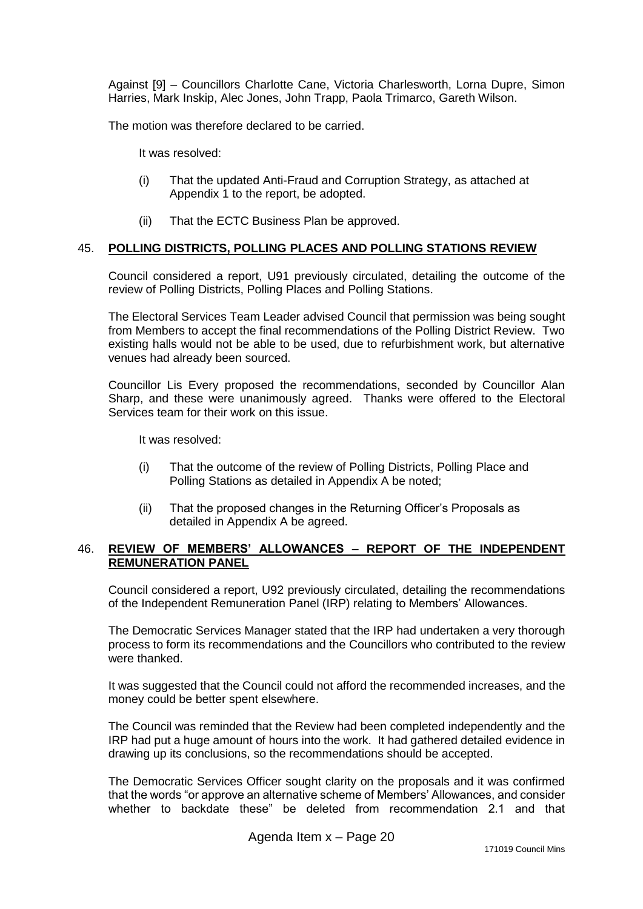Against [9] – Councillors Charlotte Cane, Victoria Charlesworth, Lorna Dupre, Simon Harries, Mark Inskip, Alec Jones, John Trapp, Paola Trimarco, Gareth Wilson.

The motion was therefore declared to be carried.

It was resolved:

(i) That the updated Anti-Fraud and Corruption Strategy, as attached at Appendix 1 to the report, be adopted.

(ii) That the ECTC Business Plan be approved.

## 45. POLLING DISTRICTS, POLLING PLACES AND POLLING STATIONS REVIEW

Council considered a report, U91 previously circulated, detailing the outcome of the review of Polling Districts, Polling Places and Polling Stations.

The Electoral Services Team Leader advised Council that permission was being sought from Members to accept the final recommendations of the Polling District Review. Two existing halls would not be able to be used, due to refurbishment work, but alternative venues had already been sourced.

Councillor Lis Every proposed the recommendations, seconded by Councillor Alan Sharp, and these were unanimously agreed. Thanks were offered to the Electoral Services team for their work on this issue.

It was resolved:

(i) That the outcome of the review of Polling Districts, Polling Place and Polling Stations as detailed in Appendix A be noted;

(ii) That the proposed changes in the Returning Officer's Proposals as detailed in Appendix A be agreed.

## 46. REVIEW OF MEMBERS' ALLOWANCES – REPORT OF THE INDEPENDENT REMUNERATION PANEL

Council considered a report, U92 previously circulated, detailing the recommendations of the Independent Remuneration Panel (IRP) relating to Members' Allowances.

The Democratic Services Manager stated that the IRP had undertaken a very thorough process to form its recommendations and the Councillors who contributed to the review were thanked.

It was suggested that the Council could not afford the recommended increases, and the money could be better spent elsewhere.

The Council was reminded that the Review had been completed independently and the IRP had put a huge amount of hours into the work. It had gathered detailed evidence in drawing up its conclusions, so the recommendations should be accepted.

The Democratic Services Officer sought clarity on the proposals and it was confirmed that the words "or approve an alternative scheme of Members' Allowances, and consider whether to backdate these" be deleted from recommendation 2.1 and that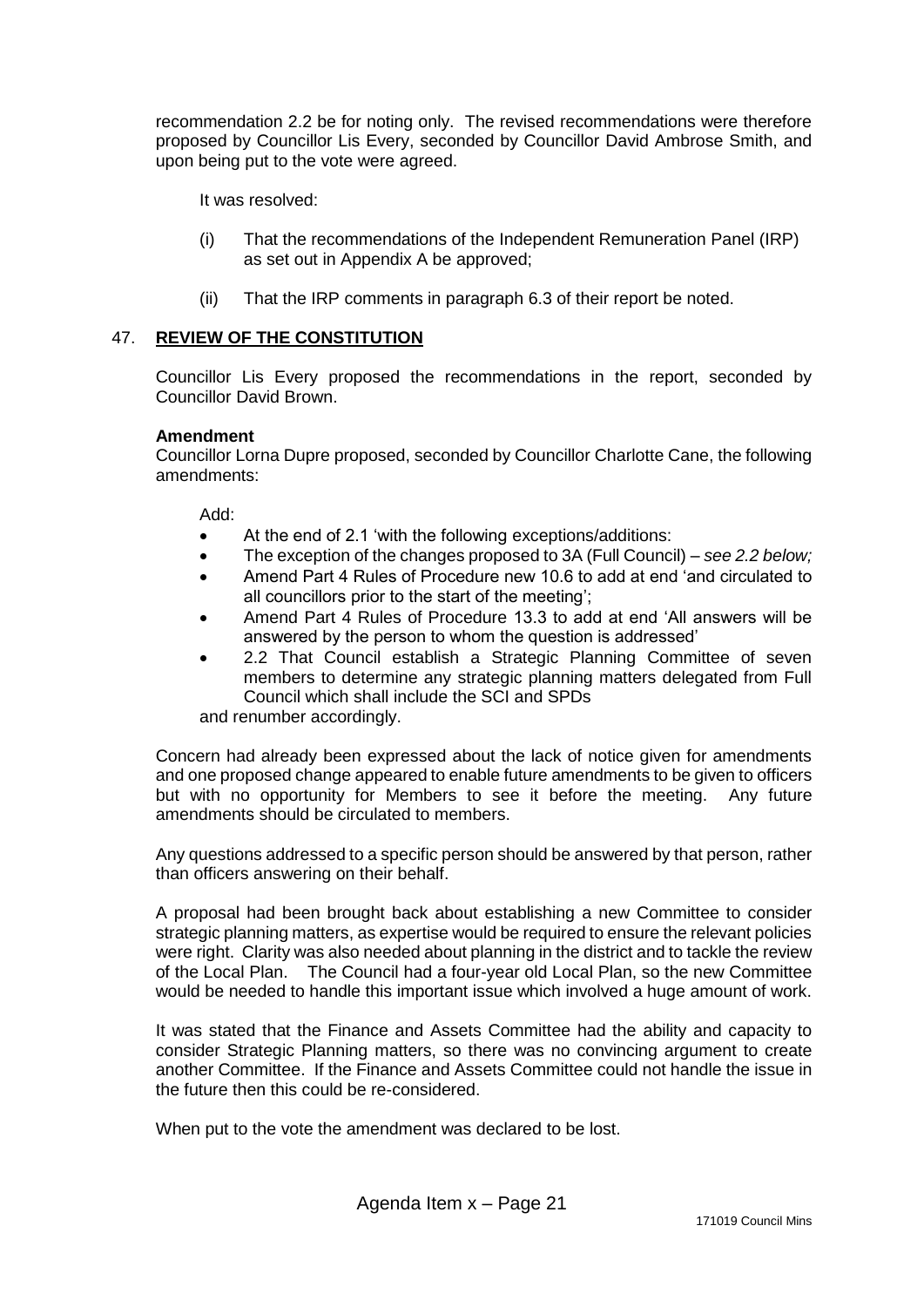recommendation 2.2 be for noting only. The revised recommendations were therefore proposed by Councillor Lis Every, seconded by Councillor David Ambrose Smith, and upon being put to the vote were agreed.

It was resolved:

(i) That the recommendations of the Independent Remuneration Panel (IRP) as set out in Appendix A be approved;

(ii) That the IRP comments in paragraph 6.3 of their report be noted.

## 47. **REVIEW OF THE CONSTITUTION**

Councillor Lis Every proposed the recommendations in the report, seconded by Councillor David Brown.

**Amendment**

Councillor Lorna Dupre proposed, seconded by Councillor Charlotte Cane, the following amendments:

Add:

- At the end of 2.1 'with the following exceptions/additions:
- The exception of the changes proposed to 3A (Full Council) – *see 2.2 below;*
- Amend Part 4 Rules of Procedure new 10.6 to add at end 'and circulated to all councillors prior to the start of the meeting';
- Amend Part 4 Rules of Procedure 13.3 to add at end 'All answers will be answered by the person to whom the question is addressed'
- 2.2 That Council establish a Strategic Planning Committee of seven members to determine any strategic planning matters delegated from Full Council which shall include the SCI and SPDs

and renumber accordingly.

Concern had already been expressed about the lack of notice given for amendments and one proposed change appeared to enable future amendments to be given to officers but with no opportunity for Members to see it before the meeting. Any future amendments should be circulated to members.

Any questions addressed to a specific person should be answered by that person, rather than officers answering on their behalf.

A proposal had been brought back about establishing a new Committee to consider strategic planning matters, as expertise would be required to ensure the relevant policies were right. Clarity was also needed about planning in the district and to tackle the review of the Local Plan. The Council had a four-year old Local Plan, so the new Committee would be needed to handle this important issue which involved a huge amount of work.

It was stated that the Finance and Assets Committee had the ability and capacity to consider Strategic Planning matters, so there was no convincing argument to create another Committee. If the Finance and Assets Committee could not handle the issue in the future then this could be re-considered.

When put to the vote the amendment was declared to be lost.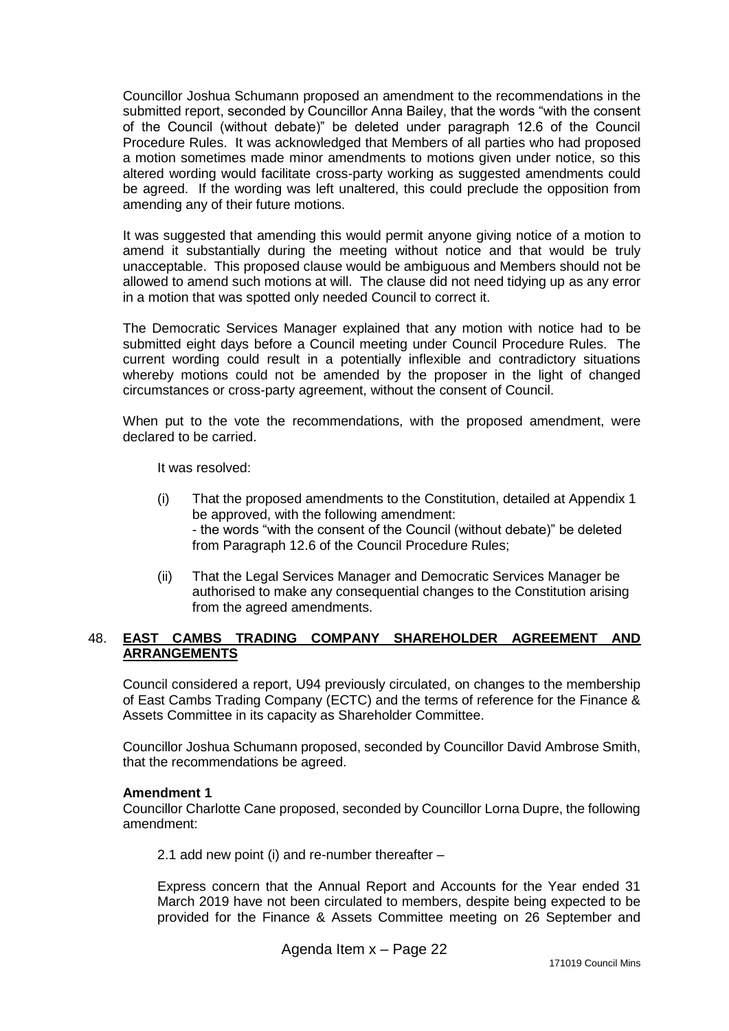Councillor Joshua Schumann proposed an amendment to the recommendations in the submitted report, seconded by Councillor Anna Bailey, that the words "with the consent of the Council (without debate)" be deleted under paragraph 12.6 of the Council Procedure Rules. It was acknowledged that Members of all parties who had proposed a motion sometimes made minor amendments to motions given under notice, so this altered wording would facilitate cross-party working as suggested amendments could be agreed. If the wording was left unaltered, this could preclude the opposition from amending any of their future motions.

It was suggested that amending this would permit anyone giving notice of a motion to amend it substantially during the meeting without notice and that would be truly unacceptable. This proposed clause would be ambiguous and Members should not be allowed to amend such motions at will. The clause did not need tidying up as any error in a motion that was spotted only needed Council to correct it.

The Democratic Services Manager explained that any motion with notice had to be submitted eight days before a Council meeting under Council Procedure Rules. The current wording could result in a potentially inflexible and contradictory situations whereby motions could not be amended by the proposer in the light of changed circumstances or cross-party agreement, without the consent of Council.

When put to the vote the recommendations, with the proposed amendment, were declared to be carried.

It was resolved:

(i) That the proposed amendments to the Constitution, detailed at Appendix 1 be approved, with the following amendment:
- the words "with the consent of the Council (without debate)" be deleted from Paragraph 12.6 of the Council Procedure Rules;

(ii) That the Legal Services Manager and Democratic Services Manager be authorised to make any consequential changes to the Constitution arising from the agreed amendments.

## 48. EAST CAMBS TRADING COMPANY SHAREHOLDER AGREEMENT AND ARRANGEMENTS

Council considered a report, U94 previously circulated, on changes to the membership of East Cambs Trading Company (ECTC) and the terms of reference for the Finance & Assets Committee in its capacity as Shareholder Committee.

Councillor Joshua Schumann proposed, seconded by Councillor David Ambrose Smith, that the recommendations be agreed.

**Amendment 1**

Councillor Charlotte Cane proposed, seconded by Councillor Lorna Dupre, the following amendment:

2.1 add new point (i) and re-number thereafter –

Express concern that the Annual Report and Accounts for the Year ended 31 March 2019 have not been circulated to members, despite being expected to be provided for the Finance & Assets Committee meeting on 26 September and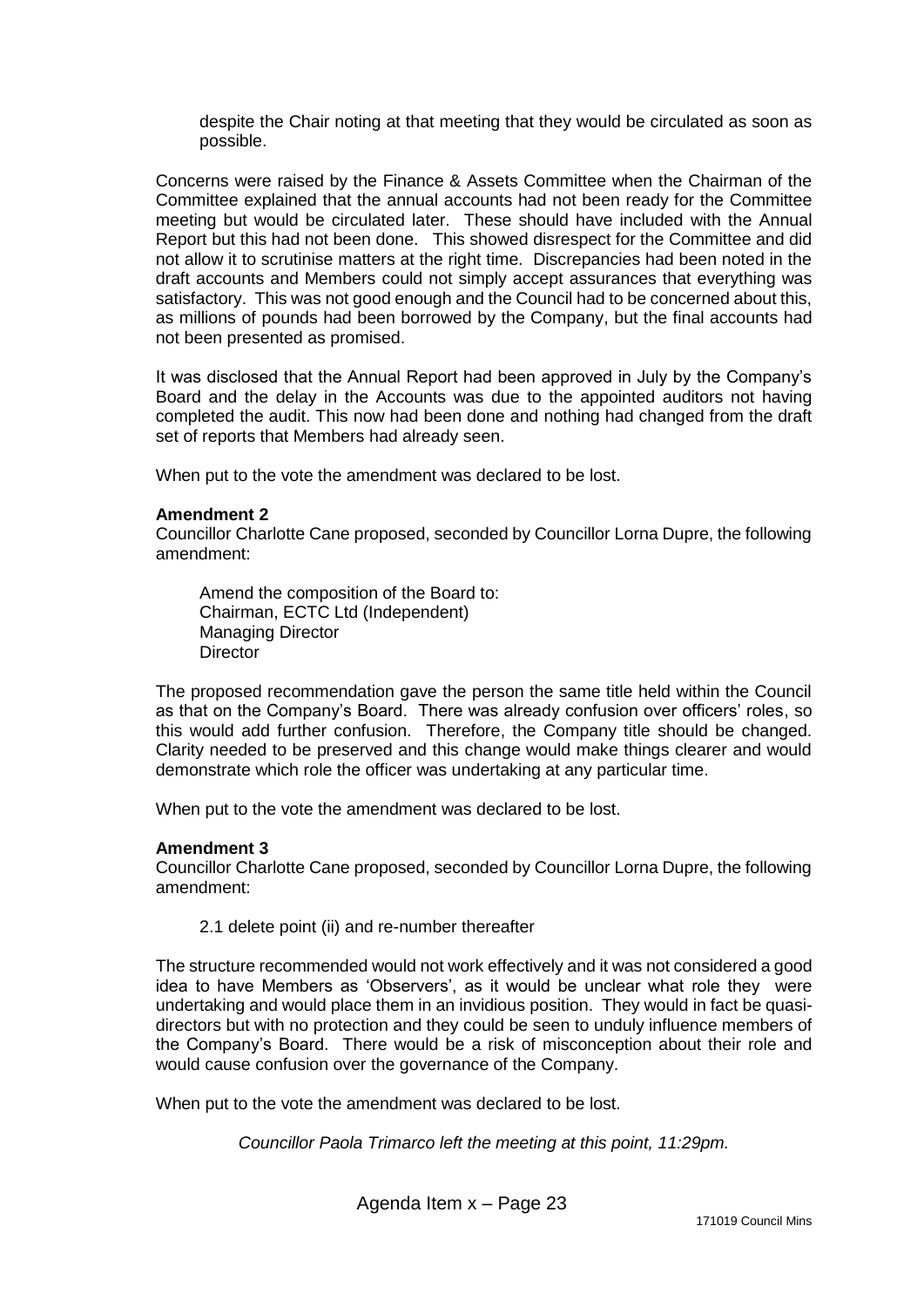despite the Chair noting at that meeting that they would be circulated as soon as possible.

Concerns were raised by the Finance & Assets Committee when the Chairman of the Committee explained that the annual accounts had not been ready for the Committee meeting but would be circulated later. These should have included with the Annual Report but this had not been done. This showed disrespect for the Committee and did not allow it to scrutinise matters at the right time. Discrepancies had been noted in the draft accounts and Members could not simply accept assurances that everything was satisfactory. This was not good enough and the Council had to be concerned about this, as millions of pounds had been borrowed by the Company, but the final accounts had not been presented as promised.

It was disclosed that the Annual Report had been approved in July by the Company's Board and the delay in the Accounts was due to the appointed auditors not having completed the audit. This now had been done and nothing had changed from the draft set of reports that Members had already seen.

When put to the vote the amendment was declared to be lost.

**Amendment 2**
Councillor Charlotte Cane proposed, seconded by Councillor Lorna Dupre, the following amendment:

> Amend the composition of the Board to:
> Chairman, ECTC Ltd (Independent)
> Managing Director
> Director

The proposed recommendation gave the person the same title held within the Council as that on the Company's Board. There was already confusion over officers' roles, so this would add further confusion. Therefore, the Company title should be changed. Clarity needed to be preserved and this change would make things clearer and would demonstrate which role the officer was undertaking at any particular time.

When put to the vote the amendment was declared to be lost.

**Amendment 3**
Councillor Charlotte Cane proposed, seconded by Councillor Lorna Dupre, the following amendment:

> 2.1 delete point (ii) and re-number thereafter

The structure recommended would not work effectively and it was not considered a good idea to have Members as 'Observers', as it would be unclear what role they were undertaking and would place them in an invidious position. They would in fact be quasi-directors but with no protection and they could be seen to unduly influence members of the Company's Board. There would be a risk of misconception about their role and would cause confusion over the governance of the Company.

When put to the vote the amendment was declared to be lost.

*Councillor Paola Trimarco left the meeting at this point, 11:29pm.*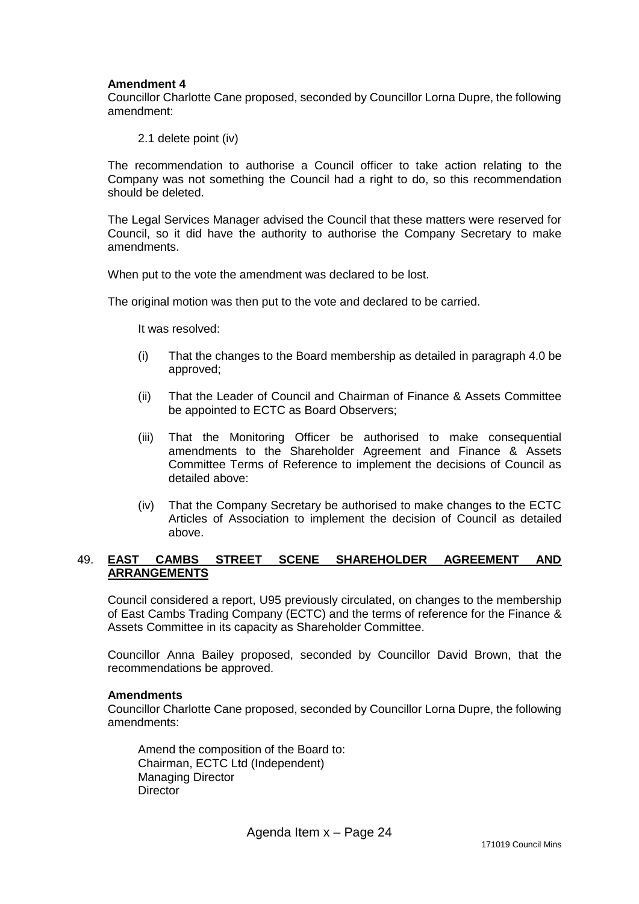**Amendment 4**
Councillor Charlotte Cane proposed, seconded by Councillor Lorna Dupre, the following amendment:

2.1 delete point (iv)

The recommendation to authorise a Council officer to take action relating to the Company was not something the Council had a right to do, so this recommendation should be deleted.

The Legal Services Manager advised the Council that these matters were reserved for Council, so it did have the authority to authorise the Company Secretary to make amendments.

When put to the vote the amendment was declared to be lost.

The original motion was then put to the vote and declared to be carried.

It was resolved:

(i) That the changes to the Board membership as detailed in paragraph 4.0 be approved;

(ii) That the Leader of Council and Chairman of Finance & Assets Committee be appointed to ECTC as Board Observers;

(iii) That the Monitoring Officer be authorised to make consequential amendments to the Shareholder Agreement and Finance & Assets Committee Terms of Reference to implement the decisions of Council as detailed above:

(iv) That the Company Secretary be authorised to make changes to the ECTC Articles of Association to implement the decision of Council as detailed above.

## 49. EAST CAMBS STREET SCENE SHAREHOLDER AGREEMENT AND ARRANGEMENTS

Council considered a report, U95 previously circulated, on changes to the membership of East Cambs Trading Company (ECTC) and the terms of reference for the Finance & Assets Committee in its capacity as Shareholder Committee.

Councillor Anna Bailey proposed, seconded by Councillor David Brown, that the recommendations be approved.

**Amendments**
Councillor Charlotte Cane proposed, seconded by Councillor Lorna Dupre, the following amendments:

Amend the composition of the Board to:
Chairman, ECTC Ltd (Independent)
Managing Director
Director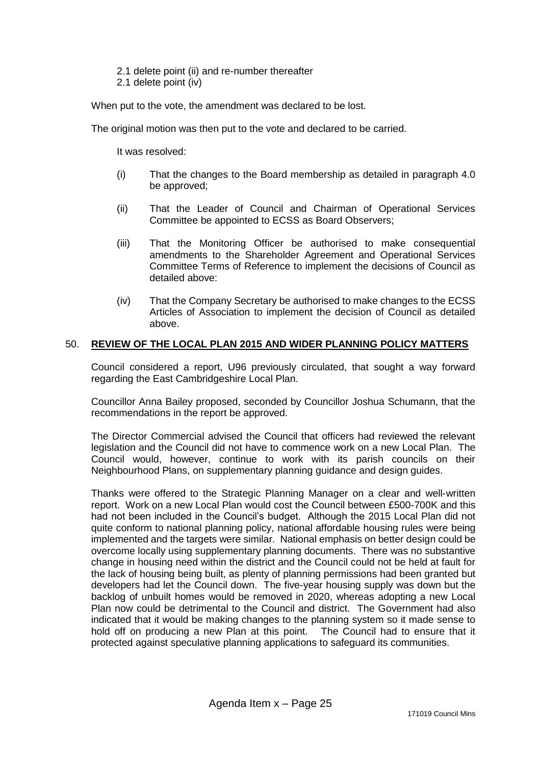2.1 delete point (ii) and re-number thereafter
2.1 delete point (iv)

When put to the vote, the amendment was declared to be lost.

The original motion was then put to the vote and declared to be carried.

It was resolved:

(i) That the changes to the Board membership as detailed in paragraph 4.0 be approved;

(ii) That the Leader of Council and Chairman of Operational Services Committee be appointed to ECSS as Board Observers;

(iii) That the Monitoring Officer be authorised to make consequential amendments to the Shareholder Agreement and Operational Services Committee Terms of Reference to implement the decisions of Council as detailed above:

(iv) That the Company Secretary be authorised to make changes to the ECSS Articles of Association to implement the decision of Council as detailed above.

## 50. **REVIEW OF THE LOCAL PLAN 2015 AND WIDER PLANNING POLICY MATTERS**

Council considered a report, U96 previously circulated, that sought a way forward regarding the East Cambridgeshire Local Plan.

Councillor Anna Bailey proposed, seconded by Councillor Joshua Schumann, that the recommendations in the report be approved.

The Director Commercial advised the Council that officers had reviewed the relevant legislation and the Council did not have to commence work on a new Local Plan. The Council would, however, continue to work with its parish councils on their Neighbourhood Plans, on supplementary planning guidance and design guides.

Thanks were offered to the Strategic Planning Manager on a clear and well-written report. Work on a new Local Plan would cost the Council between £500-700K and this had not been included in the Council's budget. Although the 2015 Local Plan did not quite conform to national planning policy, national affordable housing rules were being implemented and the targets were similar. National emphasis on better design could be overcome locally using supplementary planning documents. There was no substantive change in housing need within the district and the Council could not be held at fault for the lack of housing being built, as plenty of planning permissions had been granted but developers had let the Council down. The five-year housing supply was down but the backlog of unbuilt homes would be removed in 2020, whereas adopting a new Local Plan now could be detrimental to the Council and district. The Government had also indicated that it would be making changes to the planning system so it made sense to hold off on producing a new Plan at this point. The Council had to ensure that it protected against speculative planning applications to safeguard its communities.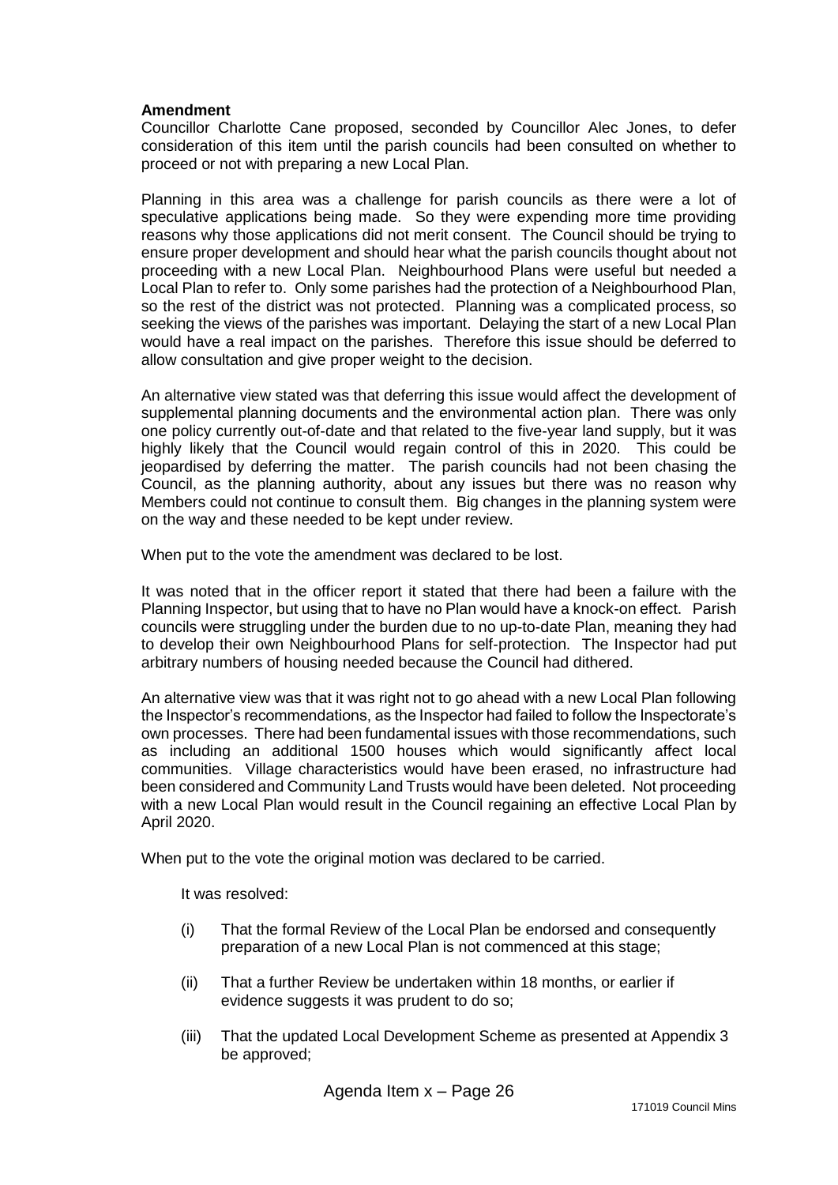**Amendment**

Councillor Charlotte Cane proposed, seconded by Councillor Alec Jones, to defer consideration of this item until the parish councils had been consulted on whether to proceed or not with preparing a new Local Plan.

Planning in this area was a challenge for parish councils as there were a lot of speculative applications being made. So they were expending more time providing reasons why those applications did not merit consent. The Council should be trying to ensure proper development and should hear what the parish councils thought about not proceeding with a new Local Plan. Neighbourhood Plans were useful but needed a Local Plan to refer to. Only some parishes had the protection of a Neighbourhood Plan, so the rest of the district was not protected. Planning was a complicated process, so seeking the views of the parishes was important. Delaying the start of a new Local Plan would have a real impact on the parishes. Therefore this issue should be deferred to allow consultation and give proper weight to the decision.

An alternative view stated was that deferring this issue would affect the development of supplemental planning documents and the environmental action plan. There was only one policy currently out-of-date and that related to the five-year land supply, but it was highly likely that the Council would regain control of this in 2020. This could be jeopardised by deferring the matter. The parish councils had not been chasing the Council, as the planning authority, about any issues but there was no reason why Members could not continue to consult them. Big changes in the planning system were on the way and these needed to be kept under review.

When put to the vote the amendment was declared to be lost.

It was noted that in the officer report it stated that there had been a failure with the Planning Inspector, but using that to have no Plan would have a knock-on effect. Parish councils were struggling under the burden due to no up-to-date Plan, meaning they had to develop their own Neighbourhood Plans for self-protection. The Inspector had put arbitrary numbers of housing needed because the Council had dithered.

An alternative view was that it was right not to go ahead with a new Local Plan following the Inspector's recommendations, as the Inspector had failed to follow the Inspectorate's own processes. There had been fundamental issues with those recommendations, such as including an additional 1500 houses which would significantly affect local communities. Village characteristics would have been erased, no infrastructure had been considered and Community Land Trusts would have been deleted. Not proceeding with a new Local Plan would result in the Council regaining an effective Local Plan by April 2020.

When put to the vote the original motion was declared to be carried.

It was resolved:

(i) That the formal Review of the Local Plan be endorsed and consequently preparation of a new Local Plan is not commenced at this stage;

(ii) That a further Review be undertaken within 18 months, or earlier if evidence suggests it was prudent to do so;

(iii) That the updated Local Development Scheme as presented at Appendix 3 be approved;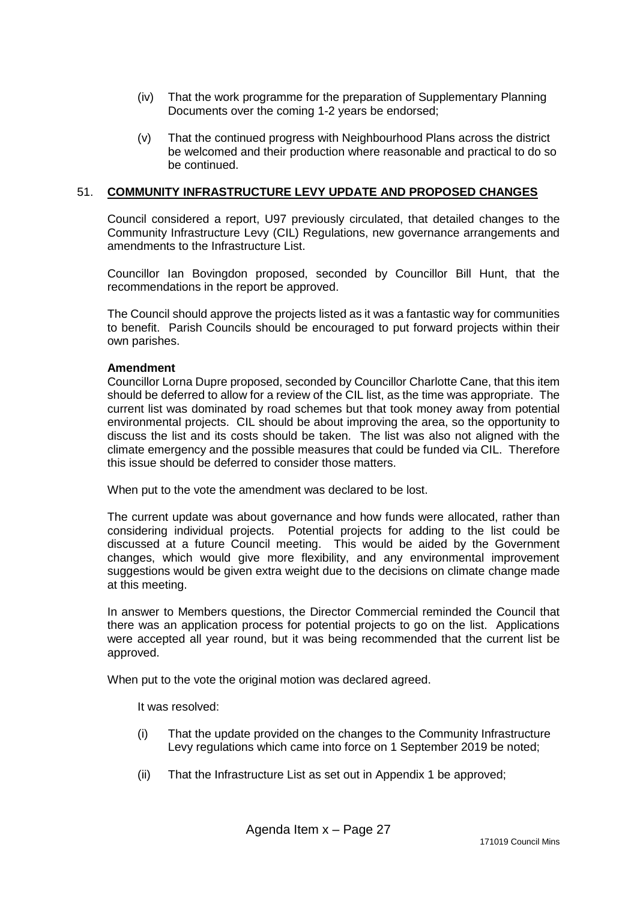(iv) That the work programme for the preparation of Supplementary Planning Documents over the coming 1-2 years be endorsed;

(v) That the continued progress with Neighbourhood Plans across the district be welcomed and their production where reasonable and practical to do so be continued.

## 51. COMMUNITY INFRASTRUCTURE LEVY UPDATE AND PROPOSED CHANGES

Council considered a report, U97 previously circulated, that detailed changes to the Community Infrastructure Levy (CIL) Regulations, new governance arrangements and amendments to the Infrastructure List.

Councillor Ian Bovingdon proposed, seconded by Councillor Bill Hunt, that the recommendations in the report be approved.

The Council should approve the projects listed as it was a fantastic way for communities to benefit. Parish Councils should be encouraged to put forward projects within their own parishes.

**Amendment**

Councillor Lorna Dupre proposed, seconded by Councillor Charlotte Cane, that this item should be deferred to allow for a review of the CIL list, as the time was appropriate. The current list was dominated by road schemes but that took money away from potential environmental projects. CIL should be about improving the area, so the opportunity to discuss the list and its costs should be taken. The list was also not aligned with the climate emergency and the possible measures that could be funded via CIL. Therefore this issue should be deferred to consider those matters.

When put to the vote the amendment was declared to be lost.

The current update was about governance and how funds were allocated, rather than considering individual projects. Potential projects for adding to the list could be discussed at a future Council meeting. This would be aided by the Government changes, which would give more flexibility, and any environmental improvement suggestions would be given extra weight due to the decisions on climate change made at this meeting.

In answer to Members questions, the Director Commercial reminded the Council that there was an application process for potential projects to go on the list. Applications were accepted all year round, but it was being recommended that the current list be approved.

When put to the vote the original motion was declared agreed.

It was resolved:

(i) That the update provided on the changes to the Community Infrastructure Levy regulations which came into force on 1 September 2019 be noted;

(ii) That the Infrastructure List as set out in Appendix 1 be approved;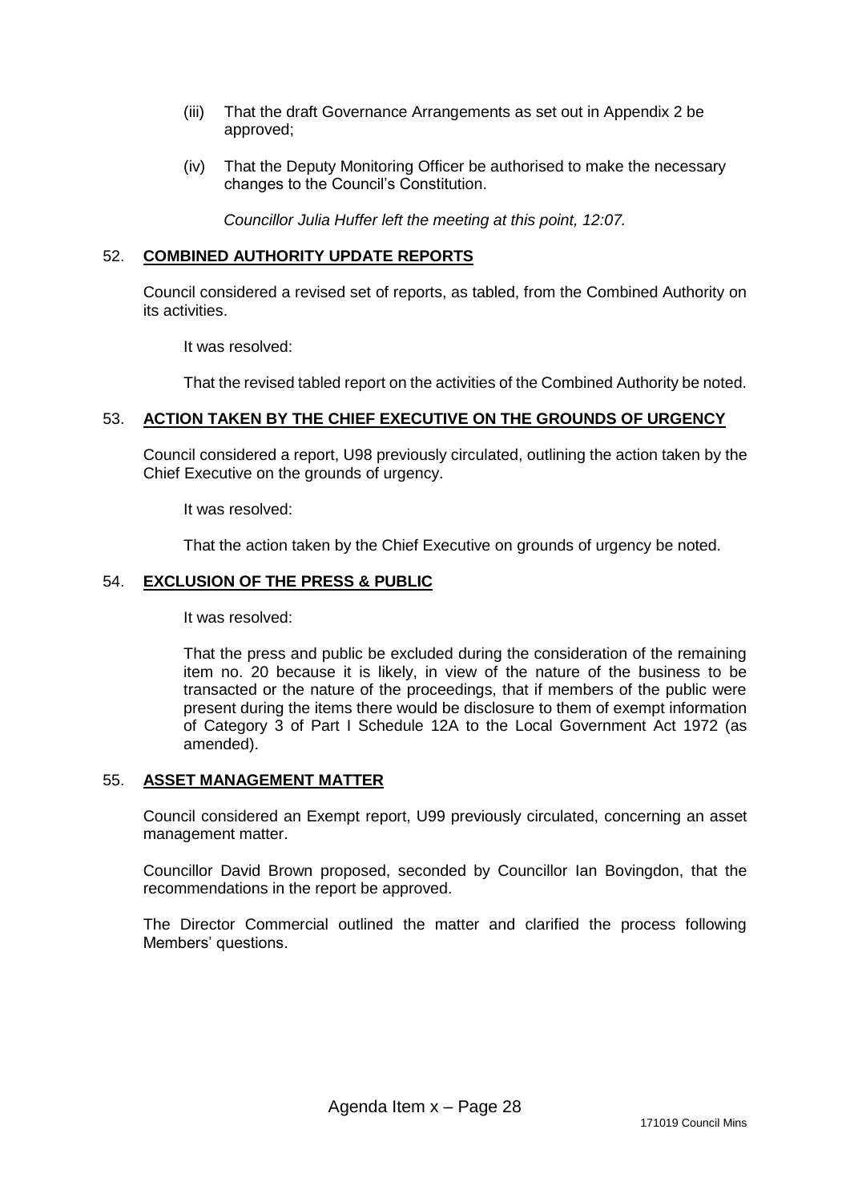(iii) That the draft Governance Arrangements as set out in Appendix 2 be approved;

(iv) That the Deputy Monitoring Officer be authorised to make the necessary changes to the Council's Constitution.

*Councillor Julia Huffer left the meeting at this point, 12:07.*

## 52. COMBINED AUTHORITY UPDATE REPORTS

Council considered a revised set of reports, as tabled, from the Combined Authority on its activities.

It was resolved:

That the revised tabled report on the activities of the Combined Authority be noted.

## 53. ACTION TAKEN BY THE CHIEF EXECUTIVE ON THE GROUNDS OF URGENCY

Council considered a report, U98 previously circulated, outlining the action taken by the Chief Executive on the grounds of urgency.

It was resolved:

That the action taken by the Chief Executive on grounds of urgency be noted.

## 54. EXCLUSION OF THE PRESS & PUBLIC

It was resolved:

That the press and public be excluded during the consideration of the remaining item no. 20 because it is likely, in view of the nature of the business to be transacted or the nature of the proceedings, that if members of the public were present during the items there would be disclosure to them of exempt information of Category 3 of Part I Schedule 12A to the Local Government Act 1972 (as amended).

## 55. ASSET MANAGEMENT MATTER

Council considered an Exempt report, U99 previously circulated, concerning an asset management matter.

Councillor David Brown proposed, seconded by Councillor Ian Bovingdon, that the recommendations in the report be approved.

The Director Commercial outlined the matter and clarified the process following Members' questions.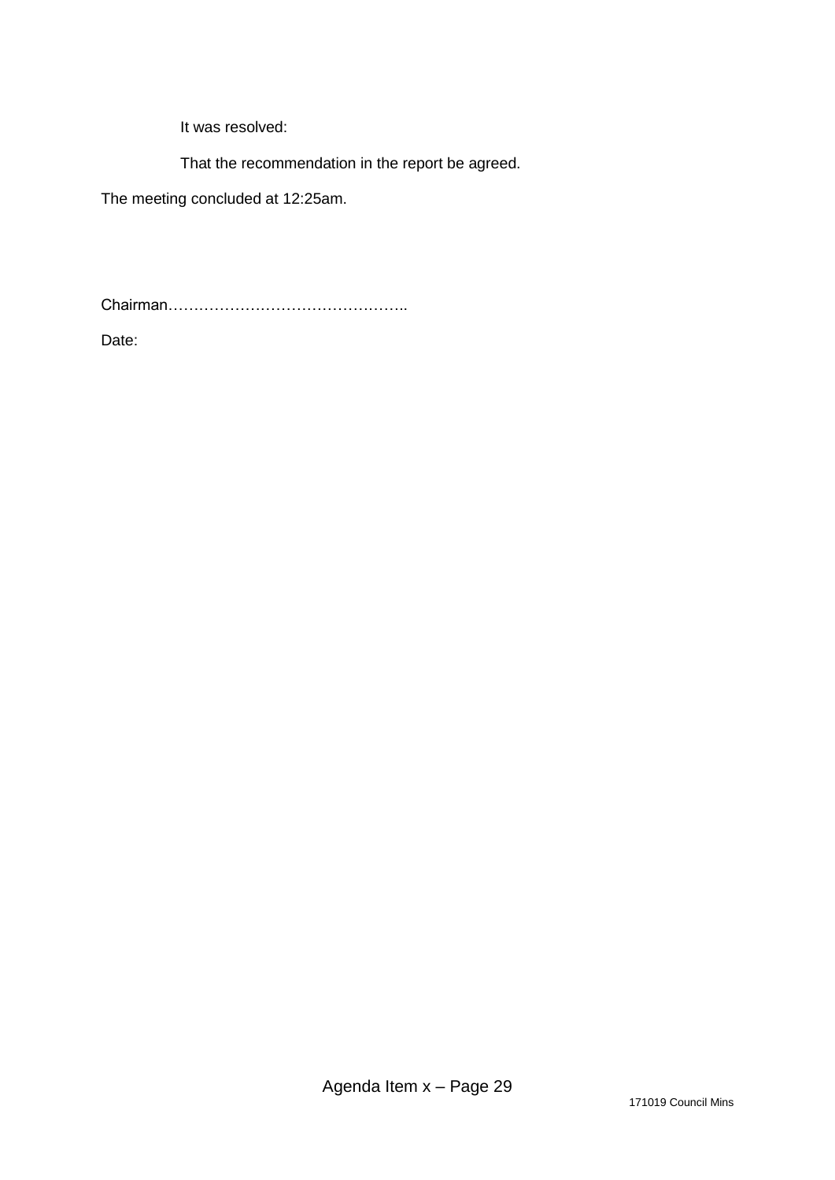It was resolved:

That the recommendation in the report be agreed.

The meeting concluded at 12:25am.

Chairman………………………………………..

Date: